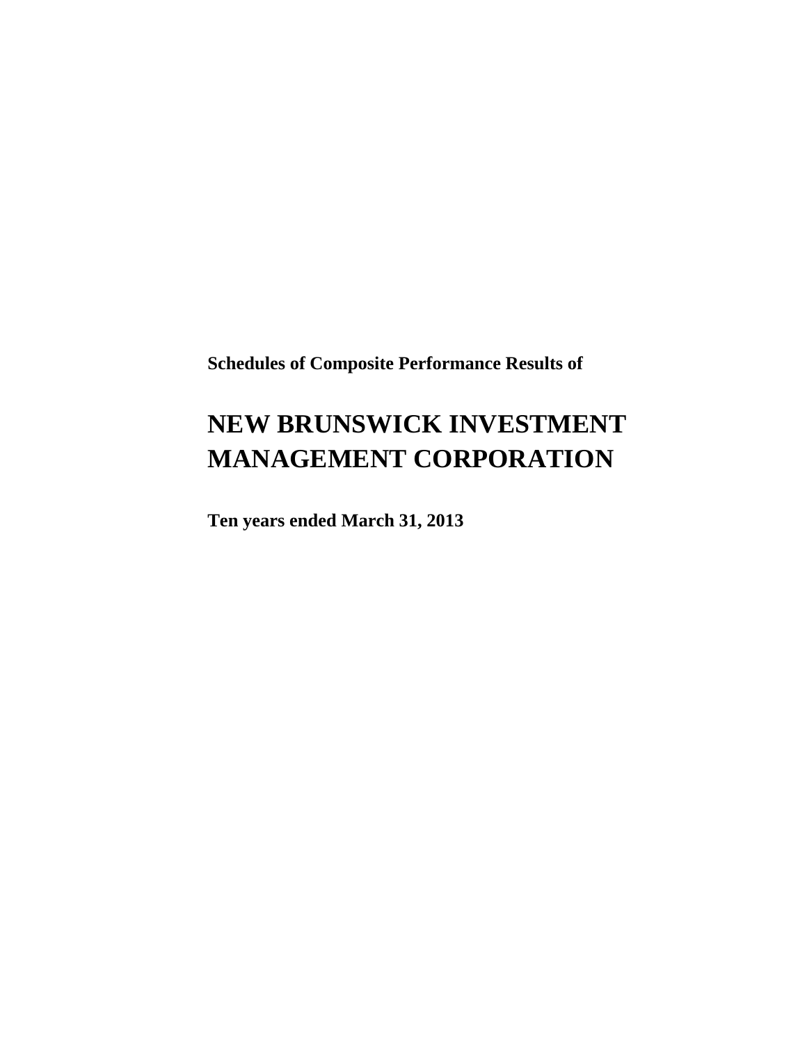**Schedules of Composite Performance Results of**

# NEW BRUNSWICK INVESTMENT MANAGEMENT CORPORATION

**Ten years ended March 31, 2013**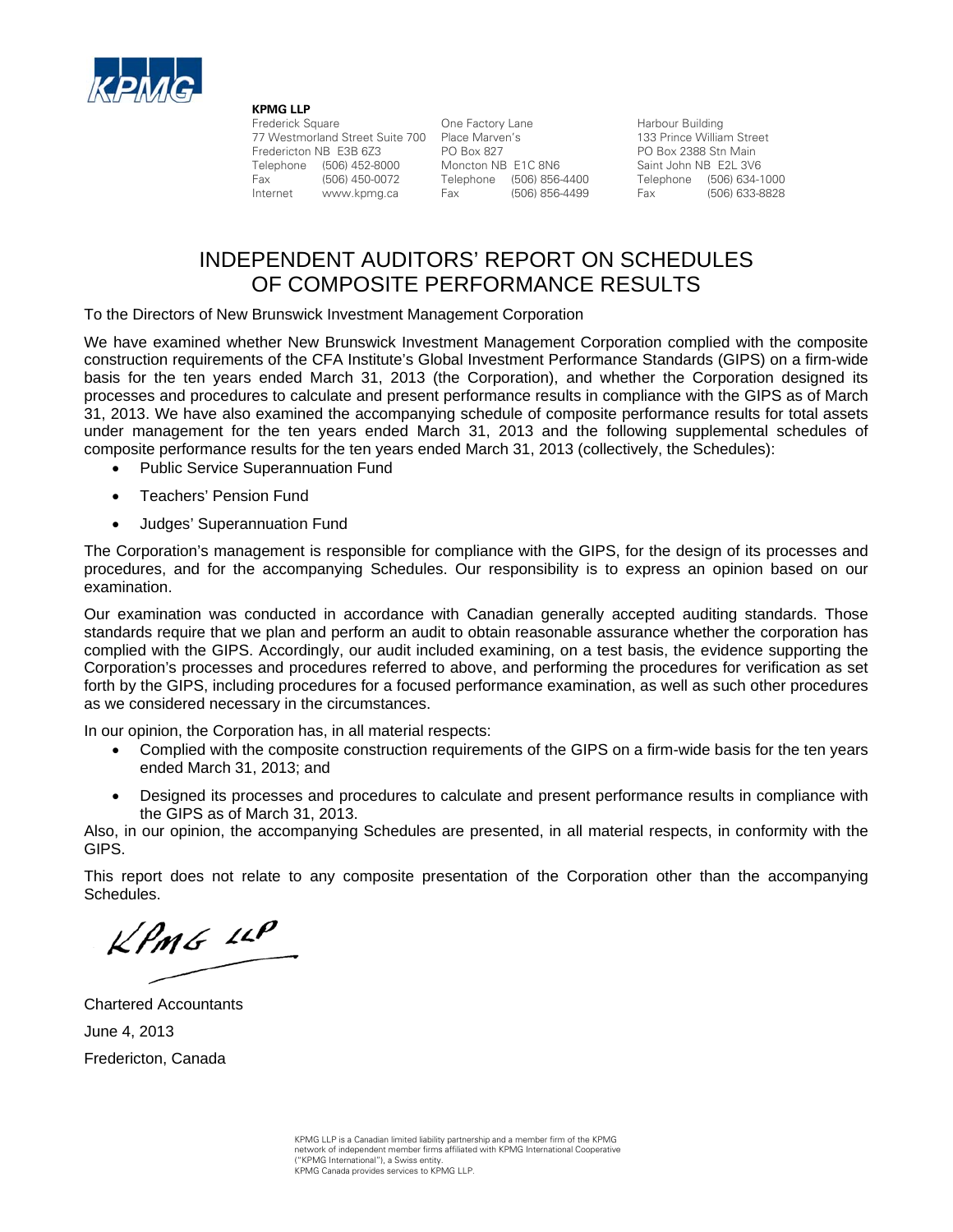**KPMG LLP**

Frederick Square
77 Westmorland Street Suite 700
Fredericton NB E3B 6Z3
Telephone (506) 452-8000
Fax (506) 450-0072
Internet www.kpmg.ca

One Factory Lane
Place Marven's
PO Box 827
Moncton NB E1C 8N6
Telephone (506) 856-4400
Fax (506) 856-4499

Harbour Building
133 Prince William Street
PO Box 2388 Stn Main
Saint John NB E2L 3V6
Telephone (506) 634-1000
Fax (506) 633-8828

# INDEPENDENT AUDITORS' REPORT ON SCHEDULES OF COMPOSITE PERFORMANCE RESULTS

To the Directors of New Brunswick Investment Management Corporation

We have examined whether New Brunswick Investment Management Corporation complied with the composite construction requirements of the CFA Institute's Global Investment Performance Standards (GIPS) on a firm-wide basis for the ten years ended March 31, 2013 (the Corporation), and whether the Corporation designed its processes and procedures to calculate and present performance results in compliance with the GIPS as of March 31, 2013. We have also examined the accompanying schedule of composite performance results for total assets under management for the ten years ended March 31, 2013 and the following supplemental schedules of composite performance results for the ten years ended March 31, 2013 (collectively, the Schedules):

- Public Service Superannuation Fund
- Teachers' Pension Fund
- Judges' Superannuation Fund

The Corporation's management is responsible for compliance with the GIPS, for the design of its processes and procedures, and for the accompanying Schedules. Our responsibility is to express an opinion based on our examination.

Our examination was conducted in accordance with Canadian generally accepted auditing standards. Those standards require that we plan and perform an audit to obtain reasonable assurance whether the corporation has complied with the GIPS. Accordingly, our audit included examining, on a test basis, the evidence supporting the Corporation's processes and procedures referred to above, and performing the procedures for verification as set forth by the GIPS, including procedures for a focused performance examination, as well as such other procedures as we considered necessary in the circumstances.

In our opinion, the Corporation has, in all material respects:

- Complied with the composite construction requirements of the GIPS on a firm-wide basis for the ten years ended March 31, 2013; and
- Designed its processes and procedures to calculate and present performance results in compliance with the GIPS as of March 31, 2013.

Also, in our opinion, the accompanying Schedules are presented, in all material respects, in conformity with the GIPS.

This report does not relate to any composite presentation of the Corporation other than the accompanying Schedules.

KPMG LLP

Chartered Accountants

June 4, 2013

Fredericton, Canada

KPMG LLP is a Canadian limited liability partnership and a member firm of the KPMG network of independent member firms affiliated with KPMG International Cooperative ("KPMG International"), a Swiss entity.
KPMG Canada provides services to KPMG LLP.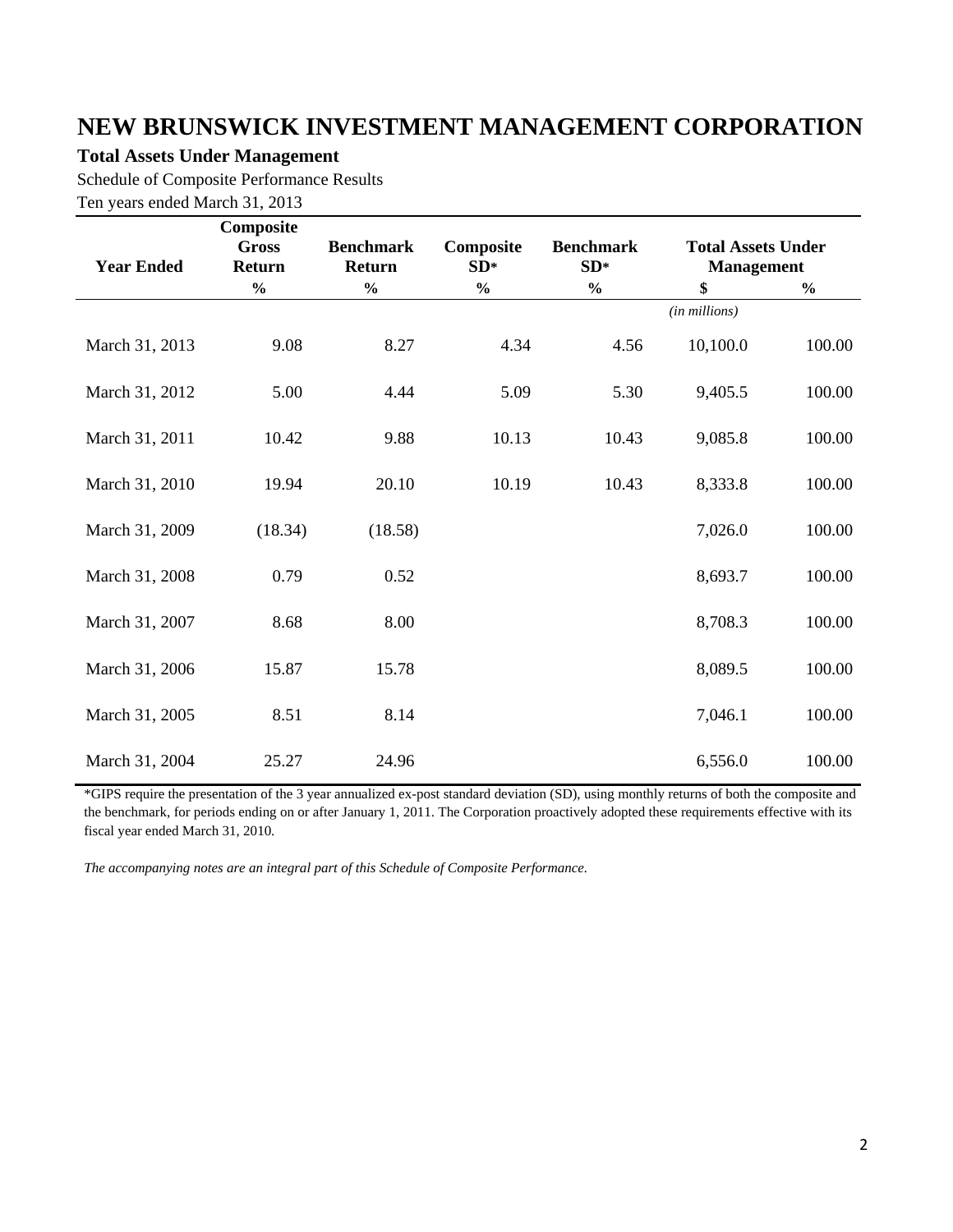# NEW BRUNSWICK INVESTMENT MANAGEMENT CORPORATION

**Total Assets Under Management**

Schedule of Composite Performance Results

Ten years ended March 31, 2013

| Year Ended | Composite Gross Return | Benchmark Return | Composite SD* | Benchmark SD* | Total Assets Under Management | |
|---|---|---|---|---|---|---|
| | % | % | % | % | $ | % |
| | | | | | *(in millions)* | |
| March 31, 2013 | 9.08 | 8.27 | 4.34 | 4.56 | 10,100.0 | 100.00 |
| March 31, 2012 | 5.00 | 4.44 | 5.09 | 5.30 | 9,405.5 | 100.00 |
| March 31, 2011 | 10.42 | 9.88 | 10.13 | 10.43 | 9,085.8 | 100.00 |
| March 31, 2010 | 19.94 | 20.10 | 10.19 | 10.43 | 8,333.8 | 100.00 |
| March 31, 2009 | (18.34) | (18.58) | | | 7,026.0 | 100.00 |
| March 31, 2008 | 0.79 | 0.52 | | | 8,693.7 | 100.00 |
| March 31, 2007 | 8.68 | 8.00 | | | 8,708.3 | 100.00 |
| March 31, 2006 | 15.87 | 15.78 | | | 8,089.5 | 100.00 |
| March 31, 2005 | 8.51 | 8.14 | | | 7,046.1 | 100.00 |
| March 31, 2004 | 25.27 | 24.96 | | | 6,556.0 | 100.00 |

*GIPS require the presentation of the 3 year annualized ex-post standard deviation (SD), using monthly returns of both the composite and the benchmark, for periods ending on or after January 1, 2011. The Corporation proactively adopted these requirements effective with its fiscal year ended March 31, 2010.

*The accompanying notes are an integral part of this Schedule of Composite Performance.*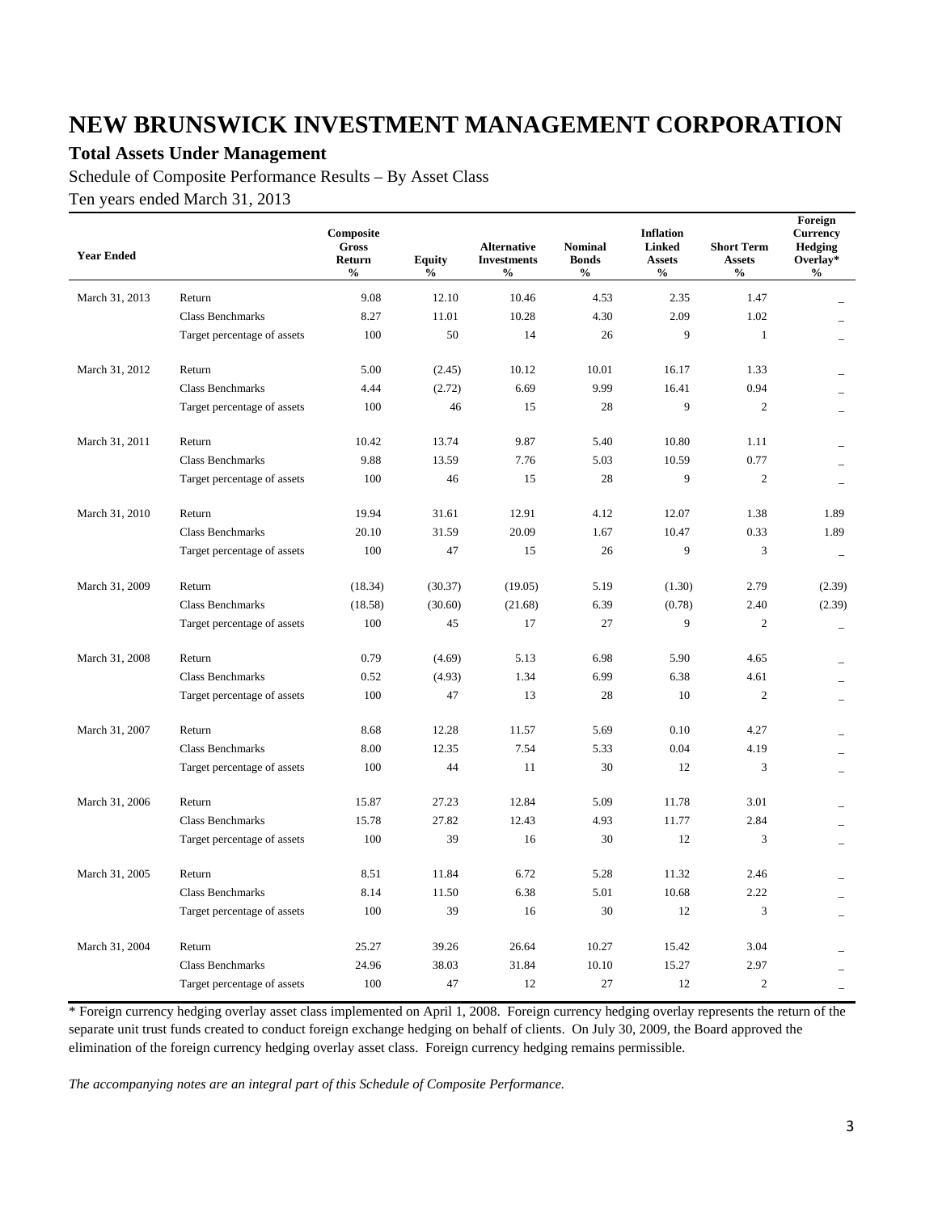# NEW BRUNSWICK INVESTMENT MANAGEMENT CORPORATION

## Total Assets Under Management

Schedule of Composite Performance Results – By Asset Class

Ten years ended March 31, 2013

| Year Ended | | Composite Gross Return % | Equity % | Alternative Investments % | Nominal Bonds % | Inflation Linked Assets % | Short Term Assets % | Foreign Currency Hedging Overlay* % |
|---|---|---|---|---|---|---|---|---|
| March 31, 2013 | Return | 9.08 | 12.10 | 10.46 | 4.53 | 2.35 | 1.47 | _ |
| | Class Benchmarks | 8.27 | 11.01 | 10.28 | 4.30 | 2.09 | 1.02 | _ |
| | Target percentage of assets | 100 | 50 | 14 | 26 | 9 | 1 | _ |
| March 31, 2012 | Return | 5.00 | (2.45) | 10.12 | 10.01 | 16.17 | 1.33 | _ |
| | Class Benchmarks | 4.44 | (2.72) | 6.69 | 9.99 | 16.41 | 0.94 | _ |
| | Target percentage of assets | 100 | 46 | 15 | 28 | 9 | 2 | _ |
| March 31, 2011 | Return | 10.42 | 13.74 | 9.87 | 5.40 | 10.80 | 1.11 | _ |
| | Class Benchmarks | 9.88 | 13.59 | 7.76 | 5.03 | 10.59 | 0.77 | _ |
| | Target percentage of assets | 100 | 46 | 15 | 28 | 9 | 2 | _ |
| March 31, 2010 | Return | 19.94 | 31.61 | 12.91 | 4.12 | 12.07 | 1.38 | 1.89 |
| | Class Benchmarks | 20.10 | 31.59 | 20.09 | 1.67 | 10.47 | 0.33 | 1.89 |
| | Target percentage of assets | 100 | 47 | 15 | 26 | 9 | 3 | _ |
| March 31, 2009 | Return | (18.34) | (30.37) | (19.05) | 5.19 | (1.30) | 2.79 | (2.39) |
| | Class Benchmarks | (18.58) | (30.60) | (21.68) | 6.39 | (0.78) | 2.40 | (2.39) |
| | Target percentage of assets | 100 | 45 | 17 | 27 | 9 | 2 | _ |
| March 31, 2008 | Return | 0.79 | (4.69) | 5.13 | 6.98 | 5.90 | 4.65 | _ |
| | Class Benchmarks | 0.52 | (4.93) | 1.34 | 6.99 | 6.38 | 4.61 | _ |
| | Target percentage of assets | 100 | 47 | 13 | 28 | 10 | 2 | _ |
| March 31, 2007 | Return | 8.68 | 12.28 | 11.57 | 5.69 | 0.10 | 4.27 | _ |
| | Class Benchmarks | 8.00 | 12.35 | 7.54 | 5.33 | 0.04 | 4.19 | _ |
| | Target percentage of assets | 100 | 44 | 11 | 30 | 12 | 3 | _ |
| March 31, 2006 | Return | 15.87 | 27.23 | 12.84 | 5.09 | 11.78 | 3.01 | _ |
| | Class Benchmarks | 15.78 | 27.82 | 12.43 | 4.93 | 11.77 | 2.84 | _ |
| | Target percentage of assets | 100 | 39 | 16 | 30 | 12 | 3 | _ |
| March 31, 2005 | Return | 8.51 | 11.84 | 6.72 | 5.28 | 11.32 | 2.46 | _ |
| | Class Benchmarks | 8.14 | 11.50 | 6.38 | 5.01 | 10.68 | 2.22 | _ |
| | Target percentage of assets | 100 | 39 | 16 | 30 | 12 | 3 | _ |
| March 31, 2004 | Return | 25.27 | 39.26 | 26.64 | 10.27 | 15.42 | 3.04 | _ |
| | Class Benchmarks | 24.96 | 38.03 | 31.84 | 10.10 | 15.27 | 2.97 | _ |
| | Target percentage of assets | 100 | 47 | 12 | 27 | 12 | 2 | _ |

* Foreign currency hedging overlay asset class implemented on April 1, 2008. Foreign currency hedging overlay represents the return of the separate unit trust funds created to conduct foreign exchange hedging on behalf of clients. On July 30, 2009, the Board approved the elimination of the foreign currency hedging overlay asset class. Foreign currency hedging remains permissible.

*The accompanying notes are an integral part of this Schedule of Composite Performance.*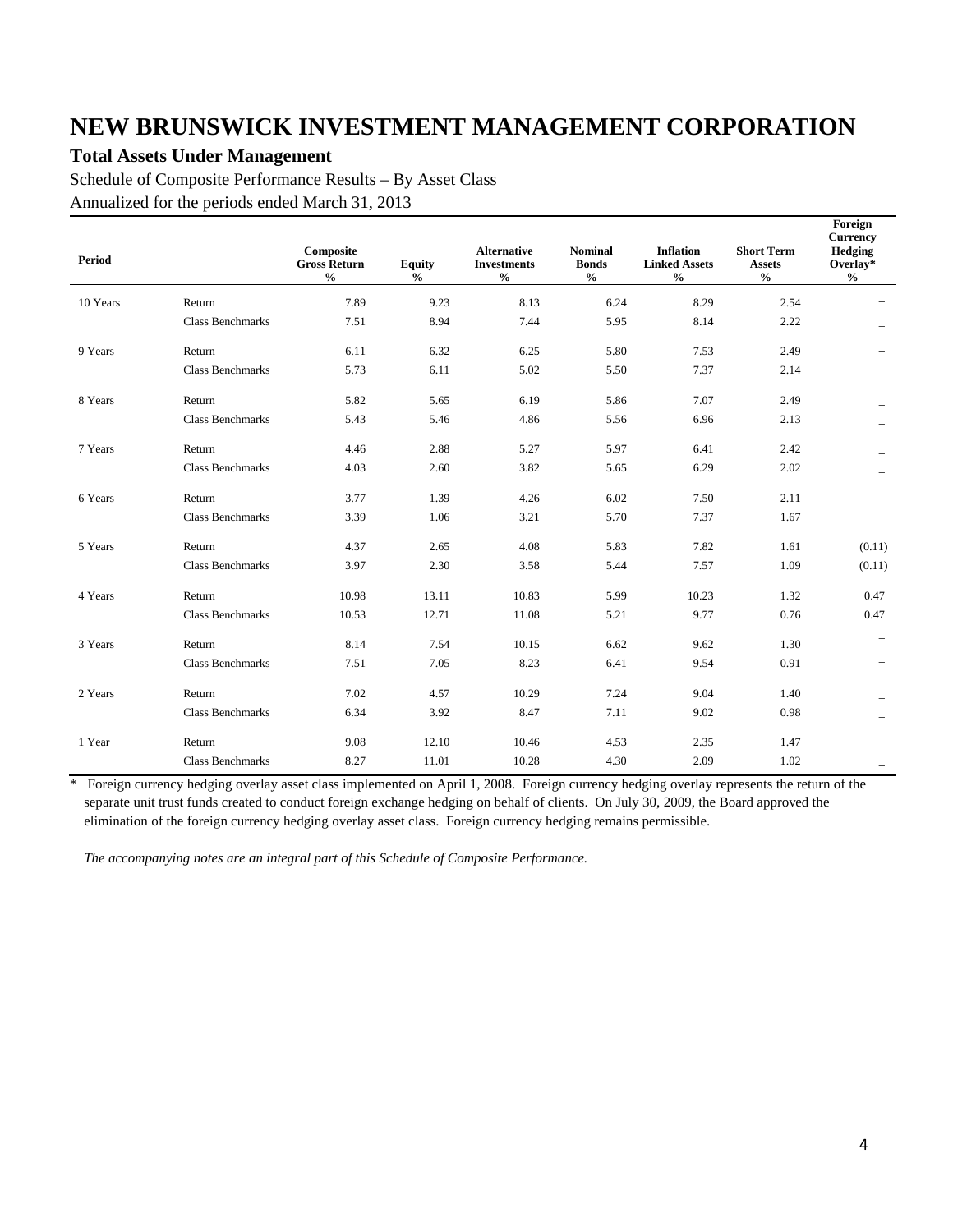# NEW BRUNSWICK INVESTMENT MANAGEMENT CORPORATION

## Total Assets Under Management

Schedule of Composite Performance Results – By Asset Class

Annualized for the periods ended March 31, 2013

| Period | | Composite Gross Return % | Equity % | Alternative Investments % | Nominal Bonds % | Inflation Linked Assets % | Short Term Assets % | Foreign Currency Hedging Overlay* % |
|---|---|---|---|---|---|---|---|---|
| 10 Years | Return | 7.89 | 9.23 | 8.13 | 6.24 | 8.29 | 2.54 | – |
| | Class Benchmarks | 7.51 | 8.94 | 7.44 | 5.95 | 8.14 | 2.22 | – |
| 9 Years | Return | 6.11 | 6.32 | 6.25 | 5.80 | 7.53 | 2.49 | – |
| | Class Benchmarks | 5.73 | 6.11 | 5.02 | 5.50 | 7.37 | 2.14 | – |
| 8 Years | Return | 5.82 | 5.65 | 6.19 | 5.86 | 7.07 | 2.49 | – |
| | Class Benchmarks | 5.43 | 5.46 | 4.86 | 5.56 | 6.96 | 2.13 | – |
| 7 Years | Return | 4.46 | 2.88 | 5.27 | 5.97 | 6.41 | 2.42 | – |
| | Class Benchmarks | 4.03 | 2.60 | 3.82 | 5.65 | 6.29 | 2.02 | – |
| 6 Years | Return | 3.77 | 1.39 | 4.26 | 6.02 | 7.50 | 2.11 | – |
| | Class Benchmarks | 3.39 | 1.06 | 3.21 | 5.70 | 7.37 | 1.67 | – |
| 5 Years | Return | 4.37 | 2.65 | 4.08 | 5.83 | 7.82 | 1.61 | (0.11) |
| | Class Benchmarks | 3.97 | 2.30 | 3.58 | 5.44 | 7.57 | 1.09 | (0.11) |
| 4 Years | Return | 10.98 | 13.11 | 10.83 | 5.99 | 10.23 | 1.32 | 0.47 |
| | Class Benchmarks | 10.53 | 12.71 | 11.08 | 5.21 | 9.77 | 0.76 | 0.47 |
| 3 Years | Return | 8.14 | 7.54 | 10.15 | 6.62 | 9.62 | 1.30 | – |
| | Class Benchmarks | 7.51 | 7.05 | 8.23 | 6.41 | 9.54 | 0.91 | – |
| 2 Years | Return | 7.02 | 4.57 | 10.29 | 7.24 | 9.04 | 1.40 | – |
| | Class Benchmarks | 6.34 | 3.92 | 8.47 | 7.11 | 9.02 | 0.98 | – |
| 1 Year | Return | 9.08 | 12.10 | 10.46 | 4.53 | 2.35 | 1.47 | – |
| | Class Benchmarks | 8.27 | 11.01 | 10.28 | 4.30 | 2.09 | 1.02 | – |

* Foreign currency hedging overlay asset class implemented on April 1, 2008. Foreign currency hedging overlay represents the return of the separate unit trust funds created to conduct foreign exchange hedging on behalf of clients. On July 30, 2009, the Board approved the elimination of the foreign currency hedging overlay asset class. Foreign currency hedging remains permissible.

*The accompanying notes are an integral part of this Schedule of Composite Performance.*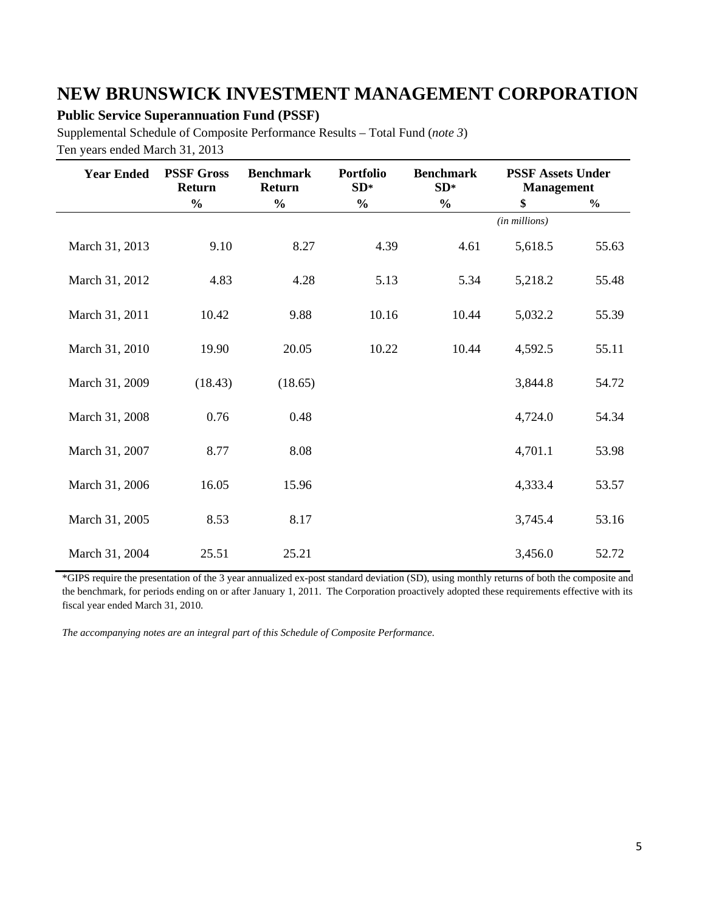# NEW BRUNSWICK INVESTMENT MANAGEMENT CORPORATION

**Public Service Superannuation Fund (PSSF)**

Supplemental Schedule of Composite Performance Results – Total Fund (*note 3*)

Ten years ended March 31, 2013

| Year Ended | PSSF Gross Return | Benchmark Return | Portfolio SD* | Benchmark SD* | PSSF Assets Under Management | |
|---|---|---|---|---|---|---|
| | % | % | % | % | $ | % |
| | | | | | *(in millions)* | |
| March 31, 2013 | 9.10 | 8.27 | 4.39 | 4.61 | 5,618.5 | 55.63 |
| March 31, 2012 | 4.83 | 4.28 | 5.13 | 5.34 | 5,218.2 | 55.48 |
| March 31, 2011 | 10.42 | 9.88 | 10.16 | 10.44 | 5,032.2 | 55.39 |
| March 31, 2010 | 19.90 | 20.05 | 10.22 | 10.44 | 4,592.5 | 55.11 |
| March 31, 2009 | (18.43) | (18.65) | | | 3,844.8 | 54.72 |
| March 31, 2008 | 0.76 | 0.48 | | | 4,724.0 | 54.34 |
| March 31, 2007 | 8.77 | 8.08 | | | 4,701.1 | 53.98 |
| March 31, 2006 | 16.05 | 15.96 | | | 4,333.4 | 53.57 |
| March 31, 2005 | 8.53 | 8.17 | | | 3,745.4 | 53.16 |
| March 31, 2004 | 25.51 | 25.21 | | | 3,456.0 | 52.72 |

*GIPS require the presentation of the 3 year annualized ex-post standard deviation (SD), using monthly returns of both the composite and the benchmark, for periods ending on or after January 1, 2011. The Corporation proactively adopted these requirements effective with its fiscal year ended March 31, 2010.

*The accompanying notes are an integral part of this Schedule of Composite Performance.*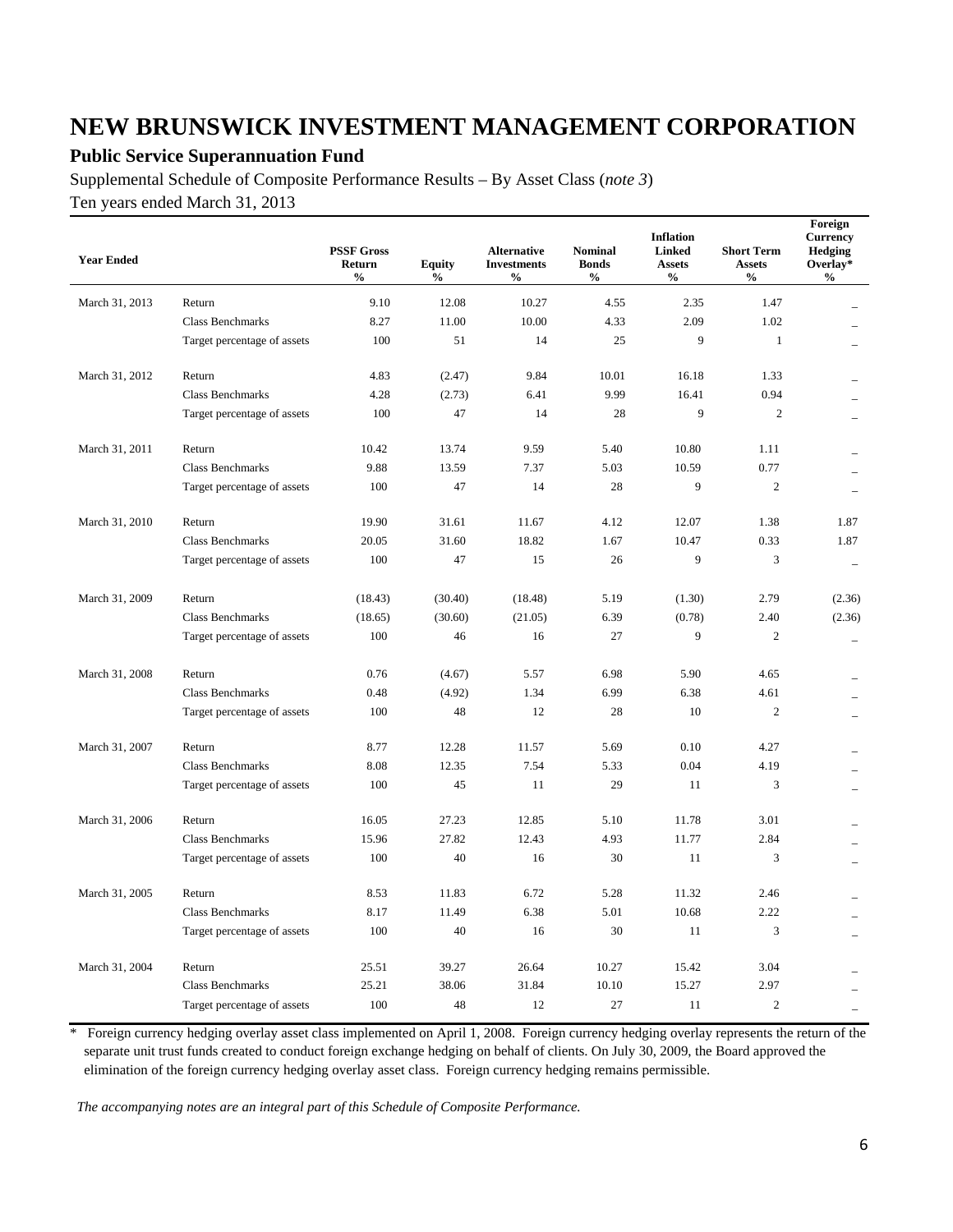# NEW BRUNSWICK INVESTMENT MANAGEMENT CORPORATION

## Public Service Superannuation Fund

Supplemental Schedule of Composite Performance Results – By Asset Class (*note 3*)

Ten years ended March 31, 2013

| Year Ended | | PSSF Gross Return % | Equity % | Alternative Investments % | Nominal Bonds % | Inflation Linked Assets % | Short Term Assets % | Foreign Currency Hedging Overlay* % |
|---|---|---|---|---|---|---|---|---|
| March 31, 2013 | Return | 9.10 | 12.08 | 10.27 | 4.55 | 2.35 | 1.47 | _ |
| | Class Benchmarks | 8.27 | 11.00 | 10.00 | 4.33 | 2.09 | 1.02 | _ |
| | Target percentage of assets | 100 | 51 | 14 | 25 | 9 | 1 | _ |
| March 31, 2012 | Return | 4.83 | (2.47) | 9.84 | 10.01 | 16.18 | 1.33 | _ |
| | Class Benchmarks | 4.28 | (2.73) | 6.41 | 9.99 | 16.41 | 0.94 | _ |
| | Target percentage of assets | 100 | 47 | 14 | 28 | 9 | 2 | _ |
| March 31, 2011 | Return | 10.42 | 13.74 | 9.59 | 5.40 | 10.80 | 1.11 | _ |
| | Class Benchmarks | 9.88 | 13.59 | 7.37 | 5.03 | 10.59 | 0.77 | _ |
| | Target percentage of assets | 100 | 47 | 14 | 28 | 9 | 2 | _ |
| March 31, 2010 | Return | 19.90 | 31.61 | 11.67 | 4.12 | 12.07 | 1.38 | 1.87 |
| | Class Benchmarks | 20.05 | 31.60 | 18.82 | 1.67 | 10.47 | 0.33 | 1.87 |
| | Target percentage of assets | 100 | 47 | 15 | 26 | 9 | 3 | _ |
| March 31, 2009 | Return | (18.43) | (30.40) | (18.48) | 5.19 | (1.30) | 2.79 | (2.36) |
| | Class Benchmarks | (18.65) | (30.60) | (21.05) | 6.39 | (0.78) | 2.40 | (2.36) |
| | Target percentage of assets | 100 | 46 | 16 | 27 | 9 | 2 | _ |
| March 31, 2008 | Return | 0.76 | (4.67) | 5.57 | 6.98 | 5.90 | 4.65 | _ |
| | Class Benchmarks | 0.48 | (4.92) | 1.34 | 6.99 | 6.38 | 4.61 | _ |
| | Target percentage of assets | 100 | 48 | 12 | 28 | 10 | 2 | _ |
| March 31, 2007 | Return | 8.77 | 12.28 | 11.57 | 5.69 | 0.10 | 4.27 | _ |
| | Class Benchmarks | 8.08 | 12.35 | 7.54 | 5.33 | 0.04 | 4.19 | _ |
| | Target percentage of assets | 100 | 45 | 11 | 29 | 11 | 3 | _ |
| March 31, 2006 | Return | 16.05 | 27.23 | 12.85 | 5.10 | 11.78 | 3.01 | _ |
| | Class Benchmarks | 15.96 | 27.82 | 12.43 | 4.93 | 11.77 | 2.84 | _ |
| | Target percentage of assets | 100 | 40 | 16 | 30 | 11 | 3 | _ |
| March 31, 2005 | Return | 8.53 | 11.83 | 6.72 | 5.28 | 11.32 | 2.46 | _ |
| | Class Benchmarks | 8.17 | 11.49 | 6.38 | 5.01 | 10.68 | 2.22 | _ |
| | Target percentage of assets | 100 | 40 | 16 | 30 | 11 | 3 | _ |
| March 31, 2004 | Return | 25.51 | 39.27 | 26.64 | 10.27 | 15.42 | 3.04 | _ |
| | Class Benchmarks | 25.21 | 38.06 | 31.84 | 10.10 | 15.27 | 2.97 | _ |
| | Target percentage of assets | 100 | 48 | 12 | 27 | 11 | 2 | _ |

\* Foreign currency hedging overlay asset class implemented on April 1, 2008. Foreign currency hedging overlay represents the return of the separate unit trust funds created to conduct foreign exchange hedging on behalf of clients. On July 30, 2009, the Board approved the elimination of the foreign currency hedging overlay asset class. Foreign currency hedging remains permissible.

*The accompanying notes are an integral part of this Schedule of Composite Performance.*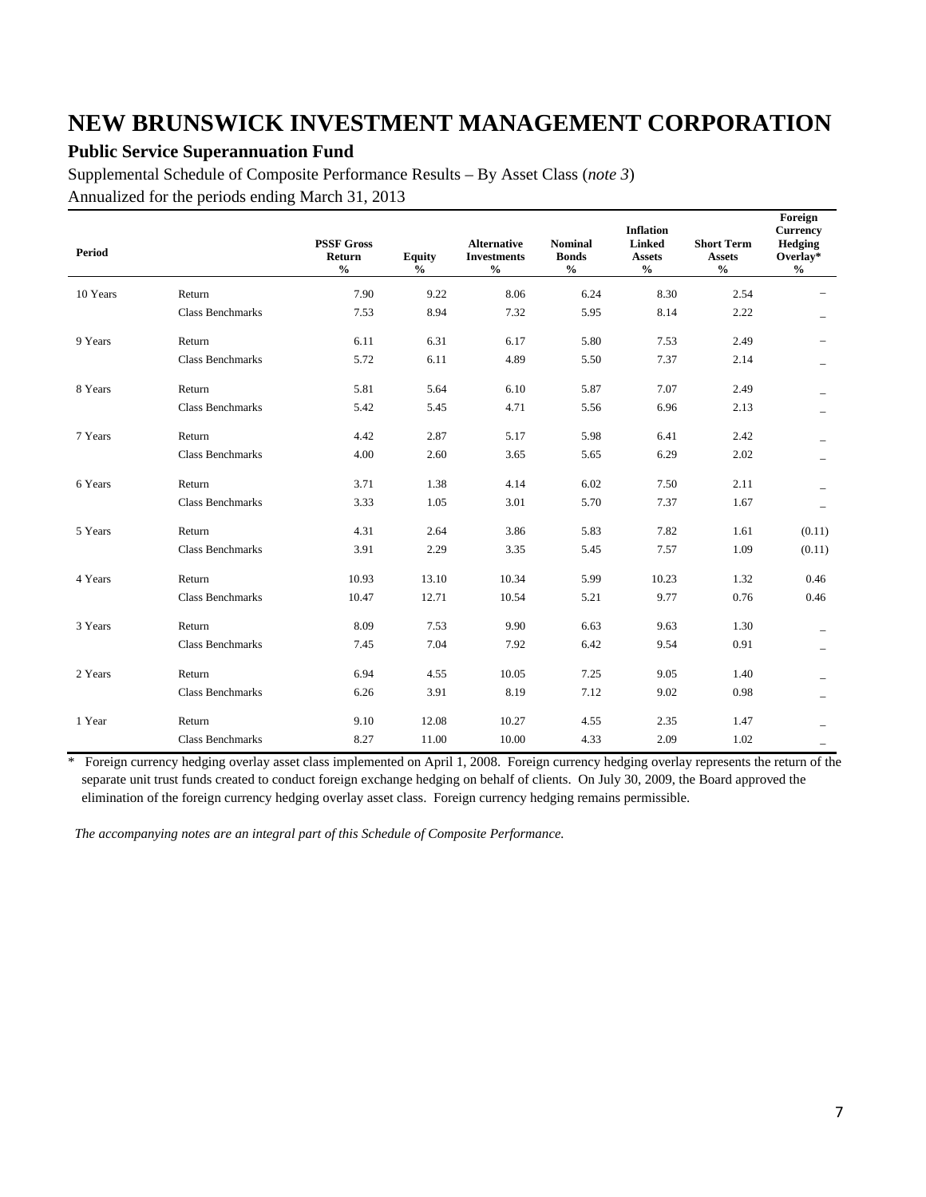# NEW BRUNSWICK INVESTMENT MANAGEMENT CORPORATION

## Public Service Superannuation Fund

Supplemental Schedule of Composite Performance Results – By Asset Class (*note 3*)

Annualized for the periods ending March 31, 2013

| Period | | PSSF Gross Return % | Equity % | Alternative Investments % | Nominal Bonds % | Inflation Linked Assets % | Short Term Assets % | Foreign Currency Hedging Overlay* % |
|---|---|---|---|---|---|---|---|---|
| 10 Years | Return | 7.90 | 9.22 | 8.06 | 6.24 | 8.30 | 2.54 | – |
| | Class Benchmarks | 7.53 | 8.94 | 7.32 | 5.95 | 8.14 | 2.22 | _ |
| 9 Years | Return | 6.11 | 6.31 | 6.17 | 5.80 | 7.53 | 2.49 | – |
| | Class Benchmarks | 5.72 | 6.11 | 4.89 | 5.50 | 7.37 | 2.14 | _ |
| 8 Years | Return | 5.81 | 5.64 | 6.10 | 5.87 | 7.07 | 2.49 | _ |
| | Class Benchmarks | 5.42 | 5.45 | 4.71 | 5.56 | 6.96 | 2.13 | _ |
| 7 Years | Return | 4.42 | 2.87 | 5.17 | 5.98 | 6.41 | 2.42 | _ |
| | Class Benchmarks | 4.00 | 2.60 | 3.65 | 5.65 | 6.29 | 2.02 | _ |
| 6 Years | Return | 3.71 | 1.38 | 4.14 | 6.02 | 7.50 | 2.11 | _ |
| | Class Benchmarks | 3.33 | 1.05 | 3.01 | 5.70 | 7.37 | 1.67 | _ |
| 5 Years | Return | 4.31 | 2.64 | 3.86 | 5.83 | 7.82 | 1.61 | (0.11) |
| | Class Benchmarks | 3.91 | 2.29 | 3.35 | 5.45 | 7.57 | 1.09 | (0.11) |
| 4 Years | Return | 10.93 | 13.10 | 10.34 | 5.99 | 10.23 | 1.32 | 0.46 |
| | Class Benchmarks | 10.47 | 12.71 | 10.54 | 5.21 | 9.77 | 0.76 | 0.46 |
| 3 Years | Return | 8.09 | 7.53 | 9.90 | 6.63 | 9.63 | 1.30 | _ |
| | Class Benchmarks | 7.45 | 7.04 | 7.92 | 6.42 | 9.54 | 0.91 | _ |
| 2 Years | Return | 6.94 | 4.55 | 10.05 | 7.25 | 9.05 | 1.40 | _ |
| | Class Benchmarks | 6.26 | 3.91 | 8.19 | 7.12 | 9.02 | 0.98 | _ |
| 1 Year | Return | 9.10 | 12.08 | 10.27 | 4.55 | 2.35 | 1.47 | _ |
| | Class Benchmarks | 8.27 | 11.00 | 10.00 | 4.33 | 2.09 | 1.02 | _ |

\* Foreign currency hedging overlay asset class implemented on April 1, 2008. Foreign currency hedging overlay represents the return of the separate unit trust funds created to conduct foreign exchange hedging on behalf of clients. On July 30, 2009, the Board approved the elimination of the foreign currency hedging overlay asset class. Foreign currency hedging remains permissible.

*The accompanying notes are an integral part of this Schedule of Composite Performance.*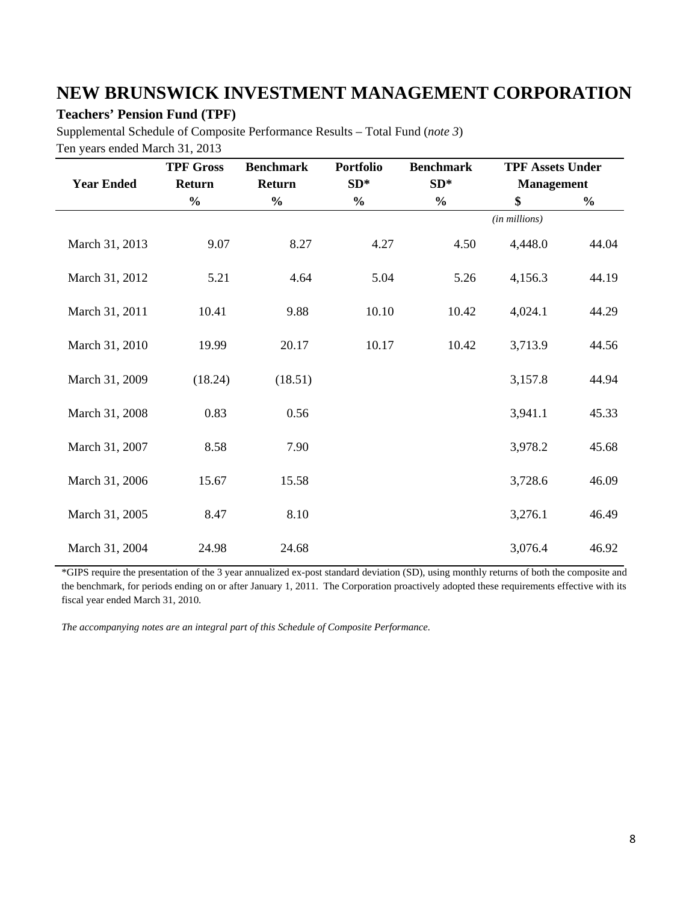# NEW BRUNSWICK INVESTMENT MANAGEMENT CORPORATION

## Teachers' Pension Fund (TPF)

Supplemental Schedule of Composite Performance Results – Total Fund (*note 3*)

Ten years ended March 31, 2013

| Year Ended | TPF Gross Return | Benchmark Return | Portfolio SD* | Benchmark SD* | TPF Assets Under Management | |
|---|---|---|---|---|---|---|
| | % | % | % | % | $ | % |
| | | | | | *(in millions)* | |
| March 31, 2013 | 9.07 | 8.27 | 4.27 | 4.50 | 4,448.0 | 44.04 |
| March 31, 2012 | 5.21 | 4.64 | 5.04 | 5.26 | 4,156.3 | 44.19 |
| March 31, 2011 | 10.41 | 9.88 | 10.10 | 10.42 | 4,024.1 | 44.29 |
| March 31, 2010 | 19.99 | 20.17 | 10.17 | 10.42 | 3,713.9 | 44.56 |
| March 31, 2009 | (18.24) | (18.51) | | | 3,157.8 | 44.94 |
| March 31, 2008 | 0.83 | 0.56 | | | 3,941.1 | 45.33 |
| March 31, 2007 | 8.58 | 7.90 | | | 3,978.2 | 45.68 |
| March 31, 2006 | 15.67 | 15.58 | | | 3,728.6 | 46.09 |
| March 31, 2005 | 8.47 | 8.10 | | | 3,276.1 | 46.49 |
| March 31, 2004 | 24.98 | 24.68 | | | 3,076.4 | 46.92 |

*GIPS require the presentation of the 3 year annualized ex-post standard deviation (SD), using monthly returns of both the composite and the benchmark, for periods ending on or after January 1, 2011. The Corporation proactively adopted these requirements effective with its fiscal year ended March 31, 2010.

*The accompanying notes are an integral part of this Schedule of Composite Performance.*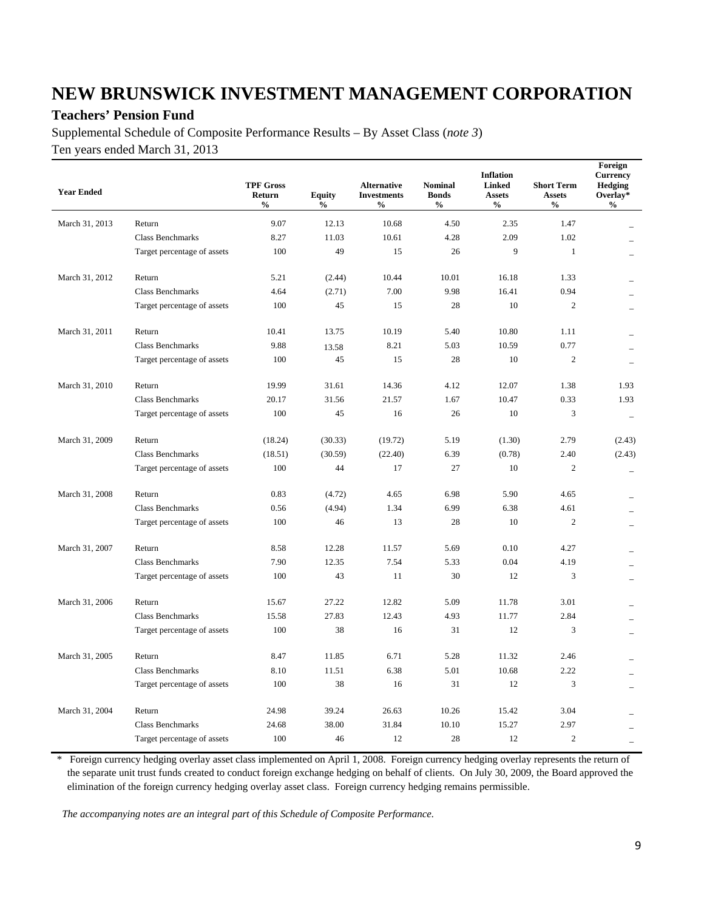# NEW BRUNSWICK INVESTMENT MANAGEMENT CORPORATION

## Teachers' Pension Fund

Supplemental Schedule of Composite Performance Results – By Asset Class (*note 3*)

Ten years ended March 31, 2013

| Year Ended | | TPF Gross Return % | Equity % | Alternative Investments % | Nominal Bonds % | Inflation Linked Assets % | Short Term Assets % | Foreign Currency Hedging Overlay* % |
|---|---|---|---|---|---|---|---|---|
| March 31, 2013 | Return | 9.07 | 12.13 | 10.68 | 4.50 | 2.35 | 1.47 | _ |
| | Class Benchmarks | 8.27 | 11.03 | 10.61 | 4.28 | 2.09 | 1.02 | _ |
| | Target percentage of assets | 100 | 49 | 15 | 26 | 9 | 1 | _ |
| March 31, 2012 | Return | 5.21 | (2.44) | 10.44 | 10.01 | 16.18 | 1.33 | _ |
| | Class Benchmarks | 4.64 | (2.71) | 7.00 | 9.98 | 16.41 | 0.94 | _ |
| | Target percentage of assets | 100 | 45 | 15 | 28 | 10 | 2 | _ |
| March 31, 2011 | Return | 10.41 | 13.75 | 10.19 | 5.40 | 10.80 | 1.11 | _ |
| | Class Benchmarks | 9.88 | 13.58 | 8.21 | 5.03 | 10.59 | 0.77 | _ |
| | Target percentage of assets | 100 | 45 | 15 | 28 | 10 | 2 | _ |
| March 31, 2010 | Return | 19.99 | 31.61 | 14.36 | 4.12 | 12.07 | 1.38 | 1.93 |
| | Class Benchmarks | 20.17 | 31.56 | 21.57 | 1.67 | 10.47 | 0.33 | 1.93 |
| | Target percentage of assets | 100 | 45 | 16 | 26 | 10 | 3 | _ |
| March 31, 2009 | Return | (18.24) | (30.33) | (19.72) | 5.19 | (1.30) | 2.79 | (2.43) |
| | Class Benchmarks | (18.51) | (30.59) | (22.40) | 6.39 | (0.78) | 2.40 | (2.43) |
| | Target percentage of assets | 100 | 44 | 17 | 27 | 10 | 2 | _ |
| March 31, 2008 | Return | 0.83 | (4.72) | 4.65 | 6.98 | 5.90 | 4.65 | _ |
| | Class Benchmarks | 0.56 | (4.94) | 1.34 | 6.99 | 6.38 | 4.61 | _ |
| | Target percentage of assets | 100 | 46 | 13 | 28 | 10 | 2 | _ |
| March 31, 2007 | Return | 8.58 | 12.28 | 11.57 | 5.69 | 0.10 | 4.27 | _ |
| | Class Benchmarks | 7.90 | 12.35 | 7.54 | 5.33 | 0.04 | 4.19 | _ |
| | Target percentage of assets | 100 | 43 | 11 | 30 | 12 | 3 | _ |
| March 31, 2006 | Return | 15.67 | 27.22 | 12.82 | 5.09 | 11.78 | 3.01 | _ |
| | Class Benchmarks | 15.58 | 27.83 | 12.43 | 4.93 | 11.77 | 2.84 | _ |
| | Target percentage of assets | 100 | 38 | 16 | 31 | 12 | 3 | _ |
| March 31, 2005 | Return | 8.47 | 11.85 | 6.71 | 5.28 | 11.32 | 2.46 | _ |
| | Class Benchmarks | 8.10 | 11.51 | 6.38 | 5.01 | 10.68 | 2.22 | _ |
| | Target percentage of assets | 100 | 38 | 16 | 31 | 12 | 3 | _ |
| March 31, 2004 | Return | 24.98 | 39.24 | 26.63 | 10.26 | 15.42 | 3.04 | _ |
| | Class Benchmarks | 24.68 | 38.00 | 31.84 | 10.10 | 15.27 | 2.97 | _ |
| | Target percentage of assets | 100 | 46 | 12 | 28 | 12 | 2 | _ |

\* Foreign currency hedging overlay asset class implemented on April 1, 2008. Foreign currency hedging overlay represents the return of the separate unit trust funds created to conduct foreign exchange hedging on behalf of clients. On July 30, 2009, the Board approved the elimination of the foreign currency hedging overlay asset class. Foreign currency hedging remains permissible.

*The accompanying notes are an integral part of this Schedule of Composite Performance.*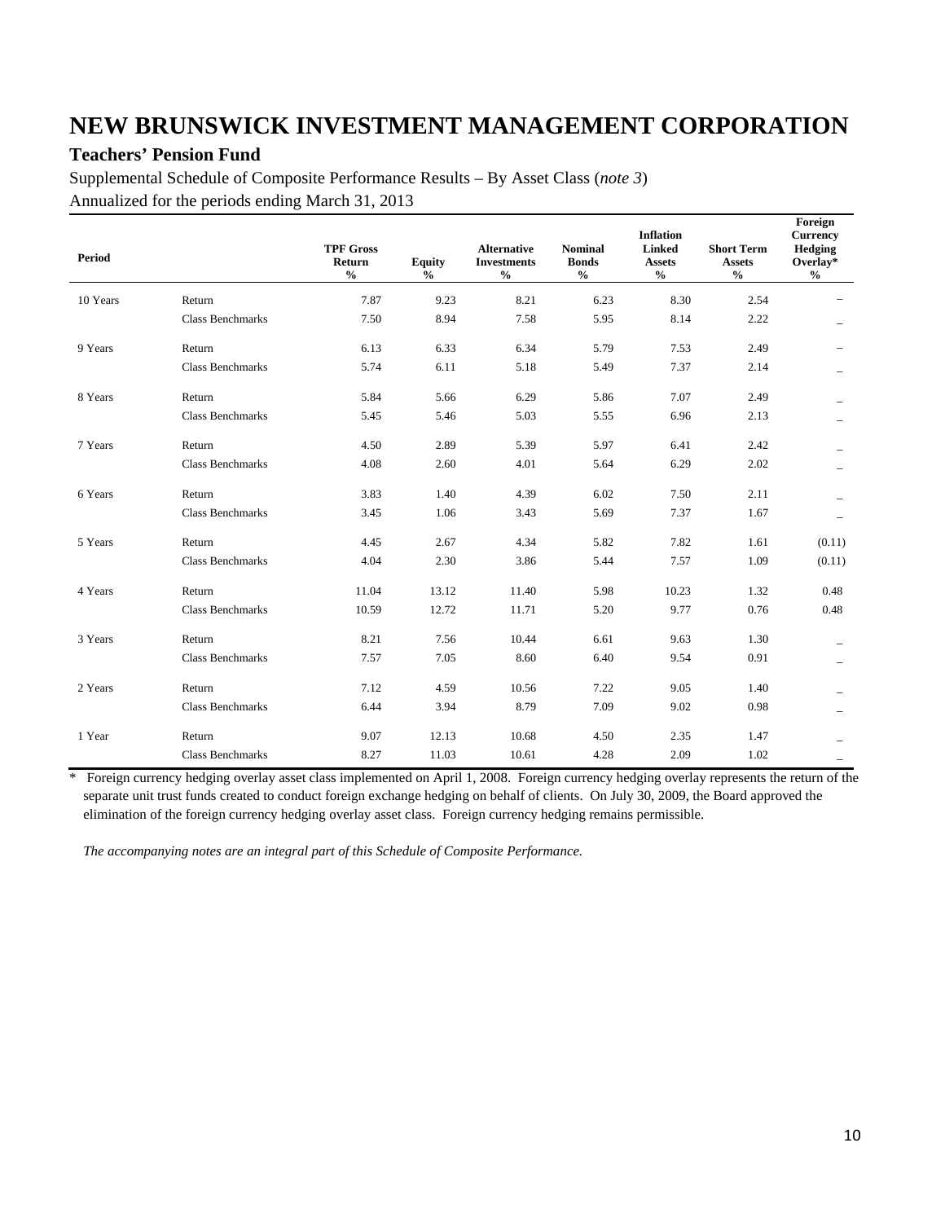# NEW BRUNSWICK INVESTMENT MANAGEMENT CORPORATION

## Teachers' Pension Fund

Supplemental Schedule of Composite Performance Results – By Asset Class (*note 3*)

Annualized for the periods ending March 31, 2013

| Period | | TPF Gross Return % | Equity % | Alternative Investments % | Nominal Bonds % | Inflation Linked Assets % | Short Term Assets % | Foreign Currency Hedging Overlay* % |
|---|---|---|---|---|---|---|---|---|
| 10 Years | Return | 7.87 | 9.23 | 8.21 | 6.23 | 8.30 | 2.54 | – |
| | Class Benchmarks | 7.50 | 8.94 | 7.58 | 5.95 | 8.14 | 2.22 | _ |
| 9 Years | Return | 6.13 | 6.33 | 6.34 | 5.79 | 7.53 | 2.49 | – |
| | Class Benchmarks | 5.74 | 6.11 | 5.18 | 5.49 | 7.37 | 2.14 | _ |
| 8 Years | Return | 5.84 | 5.66 | 6.29 | 5.86 | 7.07 | 2.49 | _ |
| | Class Benchmarks | 5.45 | 5.46 | 5.03 | 5.55 | 6.96 | 2.13 | _ |
| 7 Years | Return | 4.50 | 2.89 | 5.39 | 5.97 | 6.41 | 2.42 | _ |
| | Class Benchmarks | 4.08 | 2.60 | 4.01 | 5.64 | 6.29 | 2.02 | _ |
| 6 Years | Return | 3.83 | 1.40 | 4.39 | 6.02 | 7.50 | 2.11 | _ |
| | Class Benchmarks | 3.45 | 1.06 | 3.43 | 5.69 | 7.37 | 1.67 | _ |
| 5 Years | Return | 4.45 | 2.67 | 4.34 | 5.82 | 7.82 | 1.61 | (0.11) |
| | Class Benchmarks | 4.04 | 2.30 | 3.86 | 5.44 | 7.57 | 1.09 | (0.11) |
| 4 Years | Return | 11.04 | 13.12 | 11.40 | 5.98 | 10.23 | 1.32 | 0.48 |
| | Class Benchmarks | 10.59 | 12.72 | 11.71 | 5.20 | 9.77 | 0.76 | 0.48 |
| 3 Years | Return | 8.21 | 7.56 | 10.44 | 6.61 | 9.63 | 1.30 | _ |
| | Class Benchmarks | 7.57 | 7.05 | 8.60 | 6.40 | 9.54 | 0.91 | _ |
| 2 Years | Return | 7.12 | 4.59 | 10.56 | 7.22 | 9.05 | 1.40 | _ |
| | Class Benchmarks | 6.44 | 3.94 | 8.79 | 7.09 | 9.02 | 0.98 | _ |
| 1 Year | Return | 9.07 | 12.13 | 10.68 | 4.50 | 2.35 | 1.47 | _ |
| | Class Benchmarks | 8.27 | 11.03 | 10.61 | 4.28 | 2.09 | 1.02 | _ |

\* Foreign currency hedging overlay asset class implemented on April 1, 2008. Foreign currency hedging overlay represents the return of the separate unit trust funds created to conduct foreign exchange hedging on behalf of clients. On July 30, 2009, the Board approved the elimination of the foreign currency hedging overlay asset class. Foreign currency hedging remains permissible.

*The accompanying notes are an integral part of this Schedule of Composite Performance.*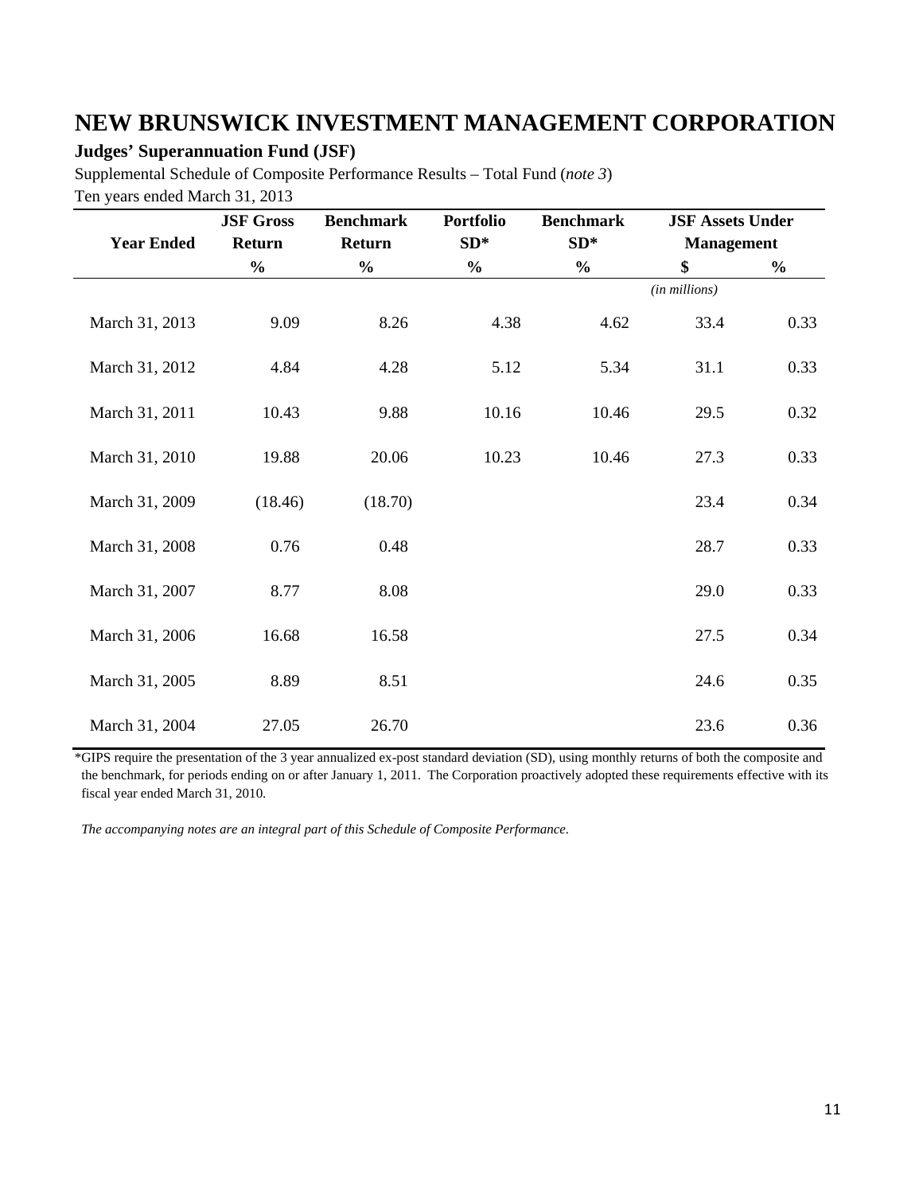# NEW BRUNSWICK INVESTMENT MANAGEMENT CORPORATION

**Judges' Superannuation Fund (JSF)**

Supplemental Schedule of Composite Performance Results – Total Fund (*note 3*)

Ten years ended March 31, 2013

| Year Ended | JSF Gross Return | Benchmark Return | Portfolio SD* | Benchmark SD* | JSF Assets Under Management | |
|---|---|---|---|---|---|---|
| | % | % | % | % | $ | % |
| | | | | | *(in millions)* | |
| March 31, 2013 | 9.09 | 8.26 | 4.38 | 4.62 | 33.4 | 0.33 |
| March 31, 2012 | 4.84 | 4.28 | 5.12 | 5.34 | 31.1 | 0.33 |
| March 31, 2011 | 10.43 | 9.88 | 10.16 | 10.46 | 29.5 | 0.32 |
| March 31, 2010 | 19.88 | 20.06 | 10.23 | 10.46 | 27.3 | 0.33 |
| March 31, 2009 | (18.46) | (18.70) | | | 23.4 | 0.34 |
| March 31, 2008 | 0.76 | 0.48 | | | 28.7 | 0.33 |
| March 31, 2007 | 8.77 | 8.08 | | | 29.0 | 0.33 |
| March 31, 2006 | 16.68 | 16.58 | | | 27.5 | 0.34 |
| March 31, 2005 | 8.89 | 8.51 | | | 24.6 | 0.35 |
| March 31, 2004 | 27.05 | 26.70 | | | 23.6 | 0.36 |

*GIPS require the presentation of the 3 year annualized ex-post standard deviation (SD), using monthly returns of both the composite and the benchmark, for periods ending on or after January 1, 2011. The Corporation proactively adopted these requirements effective with its fiscal year ended March 31, 2010.

*The accompanying notes are an integral part of this Schedule of Composite Performance.*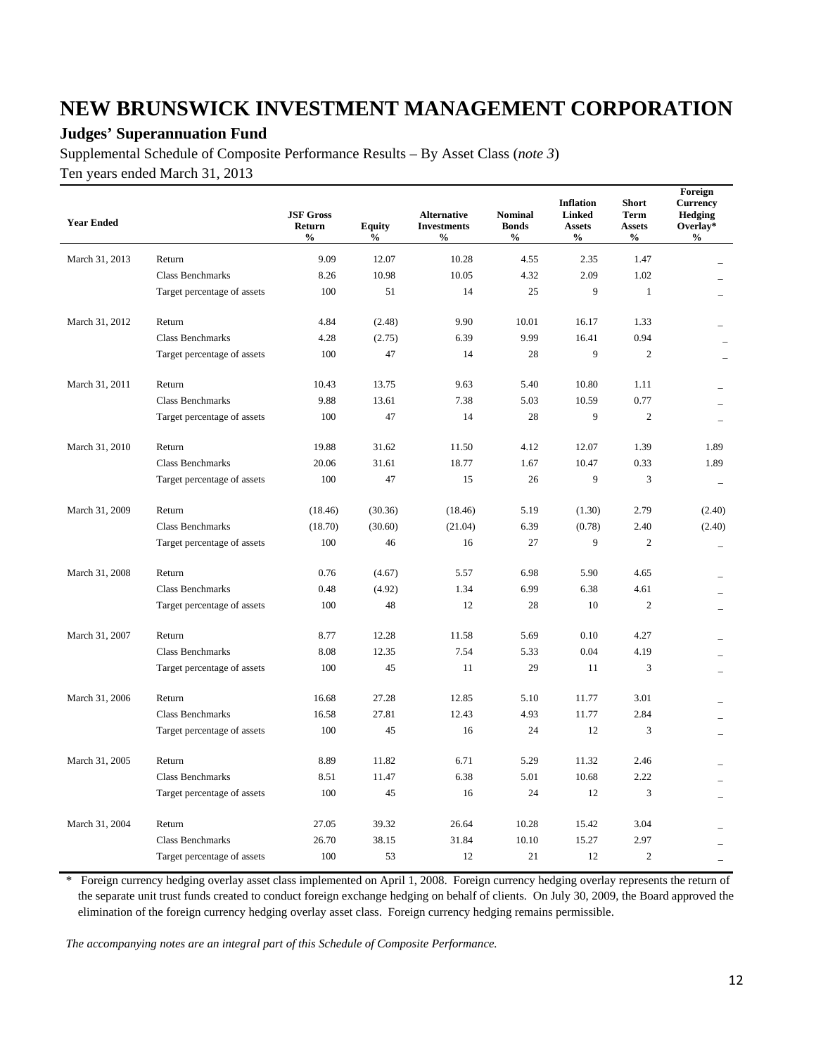# NEW BRUNSWICK INVESTMENT MANAGEMENT CORPORATION

## Judges' Superannuation Fund

Supplemental Schedule of Composite Performance Results – By Asset Class (*note 3*)

Ten years ended March 31, 2013

| Year Ended | | JSF Gross Return % | Equity % | Alternative Investments % | Nominal Bonds % | Inflation Linked Assets % | Short Term Assets % | Foreign Currency Hedging Overlay* % |
|---|---|---|---|---|---|---|---|---|
| March 31, 2013 | Return | 9.09 | 12.07 | 10.28 | 4.55 | 2.35 | 1.47 | _ |
| | Class Benchmarks | 8.26 | 10.98 | 10.05 | 4.32 | 2.09 | 1.02 | _ |
| | Target percentage of assets | 100 | 51 | 14 | 25 | 9 | 1 | _ |
| March 31, 2012 | Return | 4.84 | (2.48) | 9.90 | 10.01 | 16.17 | 1.33 | _ |
| | Class Benchmarks | 4.28 | (2.75) | 6.39 | 9.99 | 16.41 | 0.94 | _ |
| | Target percentage of assets | 100 | 47 | 14 | 28 | 9 | 2 | _ |
| March 31, 2011 | Return | 10.43 | 13.75 | 9.63 | 5.40 | 10.80 | 1.11 | _ |
| | Class Benchmarks | 9.88 | 13.61 | 7.38 | 5.03 | 10.59 | 0.77 | _ |
| | Target percentage of assets | 100 | 47 | 14 | 28 | 9 | 2 | _ |
| March 31, 2010 | Return | 19.88 | 31.62 | 11.50 | 4.12 | 12.07 | 1.39 | 1.89 |
| | Class Benchmarks | 20.06 | 31.61 | 18.77 | 1.67 | 10.47 | 0.33 | 1.89 |
| | Target percentage of assets | 100 | 47 | 15 | 26 | 9 | 3 | _ |
| March 31, 2009 | Return | (18.46) | (30.36) | (18.46) | 5.19 | (1.30) | 2.79 | (2.40) |
| | Class Benchmarks | (18.70) | (30.60) | (21.04) | 6.39 | (0.78) | 2.40 | (2.40) |
| | Target percentage of assets | 100 | 46 | 16 | 27 | 9 | 2 | _ |
| March 31, 2008 | Return | 0.76 | (4.67) | 5.57 | 6.98 | 5.90 | 4.65 | _ |
| | Class Benchmarks | 0.48 | (4.92) | 1.34 | 6.99 | 6.38 | 4.61 | _ |
| | Target percentage of assets | 100 | 48 | 12 | 28 | 10 | 2 | _ |
| March 31, 2007 | Return | 8.77 | 12.28 | 11.58 | 5.69 | 0.10 | 4.27 | _ |
| | Class Benchmarks | 8.08 | 12.35 | 7.54 | 5.33 | 0.04 | 4.19 | _ |
| | Target percentage of assets | 100 | 45 | 11 | 29 | 11 | 3 | _ |
| March 31, 2006 | Return | 16.68 | 27.28 | 12.85 | 5.10 | 11.77 | 3.01 | _ |
| | Class Benchmarks | 16.58 | 27.81 | 12.43 | 4.93 | 11.77 | 2.84 | _ |
| | Target percentage of assets | 100 | 45 | 16 | 24 | 12 | 3 | _ |
| March 31, 2005 | Return | 8.89 | 11.82 | 6.71 | 5.29 | 11.32 | 2.46 | _ |
| | Class Benchmarks | 8.51 | 11.47 | 6.38 | 5.01 | 10.68 | 2.22 | _ |
| | Target percentage of assets | 100 | 45 | 16 | 24 | 12 | 3 | _ |
| March 31, 2004 | Return | 27.05 | 39.32 | 26.64 | 10.28 | 15.42 | 3.04 | _ |
| | Class Benchmarks | 26.70 | 38.15 | 31.84 | 10.10 | 15.27 | 2.97 | _ |
| | Target percentage of assets | 100 | 53 | 12 | 21 | 12 | 2 | _ |

\* Foreign currency hedging overlay asset class implemented on April 1, 2008. Foreign currency hedging overlay represents the return of the separate unit trust funds created to conduct foreign exchange hedging on behalf of clients. On July 30, 2009, the Board approved the elimination of the foreign currency hedging overlay asset class. Foreign currency hedging remains permissible.

*The accompanying notes are an integral part of this Schedule of Composite Performance.*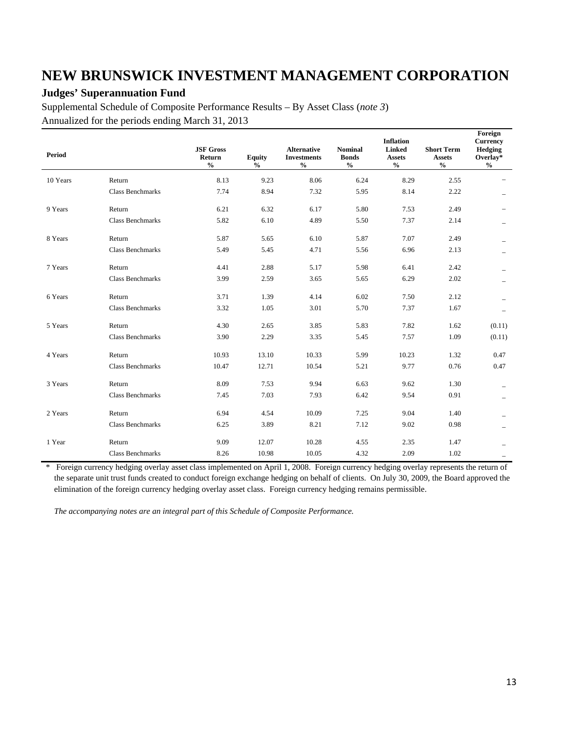# NEW BRUNSWICK INVESTMENT MANAGEMENT CORPORATION

## Judges' Superannuation Fund

Supplemental Schedule of Composite Performance Results – By Asset Class (*note 3*)

Annualized for the periods ending March 31, 2013

| Period | | JSF Gross Return % | Equity % | Alternative Investments % | Nominal Bonds % | Inflation Linked Assets % | Short Term Assets % | Foreign Currency Hedging Overlay* % |
|---|---|---|---|---|---|---|---|---|
| 10 Years | Return | 8.13 | 9.23 | 8.06 | 6.24 | 8.29 | 2.55 | – |
| | Class Benchmarks | 7.74 | 8.94 | 7.32 | 5.95 | 8.14 | 2.22 | – |
| 9 Years | Return | 6.21 | 6.32 | 6.17 | 5.80 | 7.53 | 2.49 | – |
| | Class Benchmarks | 5.82 | 6.10 | 4.89 | 5.50 | 7.37 | 2.14 | – |
| 8 Years | Return | 5.87 | 5.65 | 6.10 | 5.87 | 7.07 | 2.49 | – |
| | Class Benchmarks | 5.49 | 5.45 | 4.71 | 5.56 | 6.96 | 2.13 | – |
| 7 Years | Return | 4.41 | 2.88 | 5.17 | 5.98 | 6.41 | 2.42 | – |
| | Class Benchmarks | 3.99 | 2.59 | 3.65 | 5.65 | 6.29 | 2.02 | – |
| 6 Years | Return | 3.71 | 1.39 | 4.14 | 6.02 | 7.50 | 2.12 | – |
| | Class Benchmarks | 3.32 | 1.05 | 3.01 | 5.70 | 7.37 | 1.67 | – |
| 5 Years | Return | 4.30 | 2.65 | 3.85 | 5.83 | 7.82 | 1.62 | (0.11) |
| | Class Benchmarks | 3.90 | 2.29 | 3.35 | 5.45 | 7.57 | 1.09 | (0.11) |
| 4 Years | Return | 10.93 | 13.10 | 10.33 | 5.99 | 10.23 | 1.32 | 0.47 |
| | Class Benchmarks | 10.47 | 12.71 | 10.54 | 5.21 | 9.77 | 0.76 | 0.47 |
| 3 Years | Return | 8.09 | 7.53 | 9.94 | 6.63 | 9.62 | 1.30 | – |
| | Class Benchmarks | 7.45 | 7.03 | 7.93 | 6.42 | 9.54 | 0.91 | – |
| 2 Years | Return | 6.94 | 4.54 | 10.09 | 7.25 | 9.04 | 1.40 | – |
| | Class Benchmarks | 6.25 | 3.89 | 8.21 | 7.12 | 9.02 | 0.98 | – |
| 1 Year | Return | 9.09 | 12.07 | 10.28 | 4.55 | 2.35 | 1.47 | – |
| | Class Benchmarks | 8.26 | 10.98 | 10.05 | 4.32 | 2.09 | 1.02 | – |

\* Foreign currency hedging overlay asset class implemented on April 1, 2008. Foreign currency hedging overlay represents the return of the separate unit trust funds created to conduct foreign exchange hedging on behalf of clients. On July 30, 2009, the Board approved the elimination of the foreign currency hedging overlay asset class. Foreign currency hedging remains permissible.

*The accompanying notes are an integral part of this Schedule of Composite Performance.*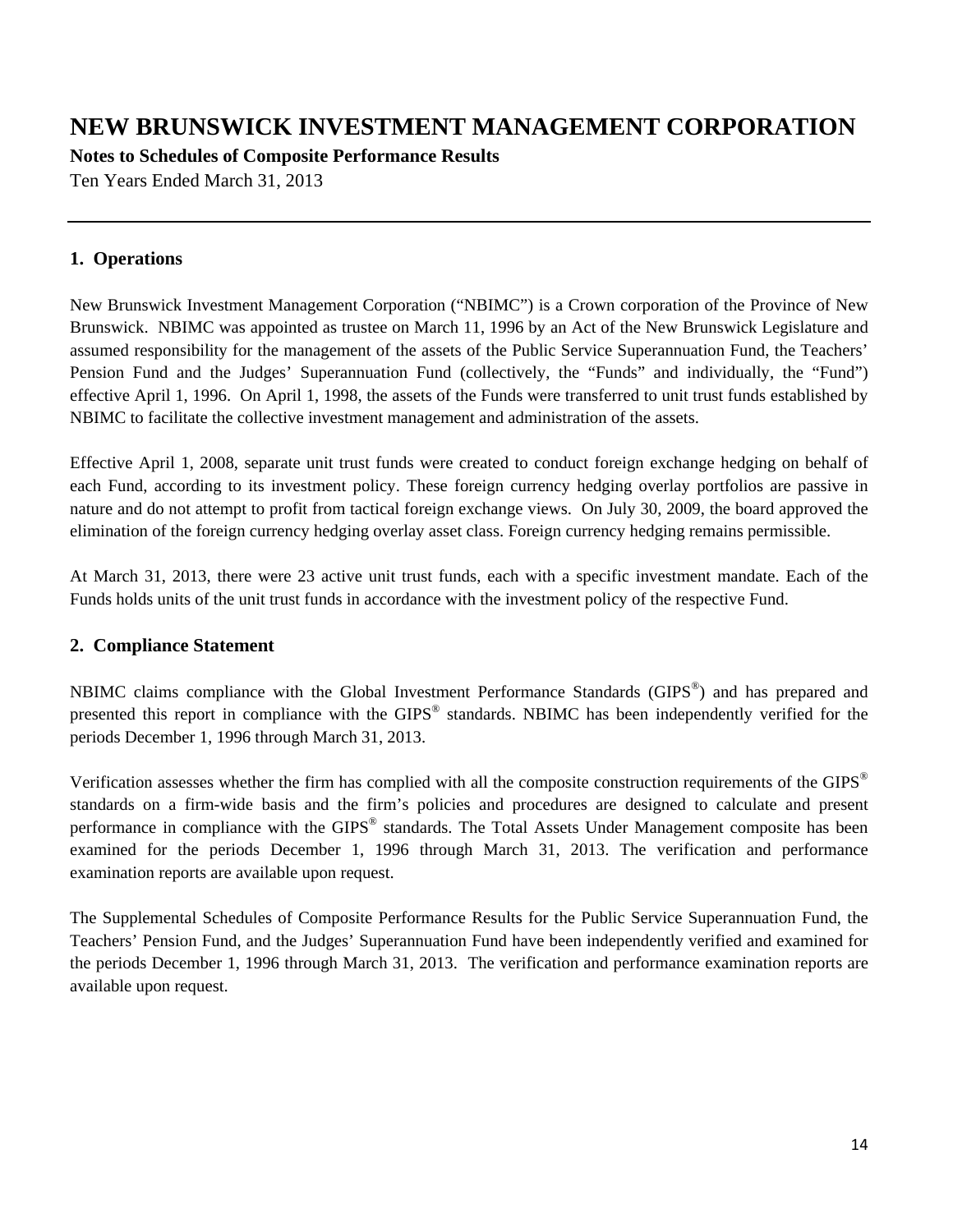# NEW BRUNSWICK INVESTMENT MANAGEMENT CORPORATION

**Notes to Schedules of Composite Performance Results**

Ten Years Ended March 31, 2013

## 1. Operations

New Brunswick Investment Management Corporation ("NBIMC") is a Crown corporation of the Province of New Brunswick. NBIMC was appointed as trustee on March 11, 1996 by an Act of the New Brunswick Legislature and assumed responsibility for the management of the assets of the Public Service Superannuation Fund, the Teachers' Pension Fund and the Judges' Superannuation Fund (collectively, the "Funds" and individually, the "Fund") effective April 1, 1996. On April 1, 1998, the assets of the Funds were transferred to unit trust funds established by NBIMC to facilitate the collective investment management and administration of the assets.

Effective April 1, 2008, separate unit trust funds were created to conduct foreign exchange hedging on behalf of each Fund, according to its investment policy. These foreign currency hedging overlay portfolios are passive in nature and do not attempt to profit from tactical foreign exchange views. On July 30, 2009, the board approved the elimination of the foreign currency hedging overlay asset class. Foreign currency hedging remains permissible.

At March 31, 2013, there were 23 active unit trust funds, each with a specific investment mandate. Each of the Funds holds units of the unit trust funds in accordance with the investment policy of the respective Fund.

## 2. Compliance Statement

NBIMC claims compliance with the Global Investment Performance Standards (GIPS®) and has prepared and presented this report in compliance with the GIPS® standards. NBIMC has been independently verified for the periods December 1, 1996 through March 31, 2013.

Verification assesses whether the firm has complied with all the composite construction requirements of the GIPS® standards on a firm-wide basis and the firm's policies and procedures are designed to calculate and present performance in compliance with the GIPS® standards. The Total Assets Under Management composite has been examined for the periods December 1, 1996 through March 31, 2013. The verification and performance examination reports are available upon request.

The Supplemental Schedules of Composite Performance Results for the Public Service Superannuation Fund, the Teachers' Pension Fund, and the Judges' Superannuation Fund have been independently verified and examined for the periods December 1, 1996 through March 31, 2013. The verification and performance examination reports are available upon request.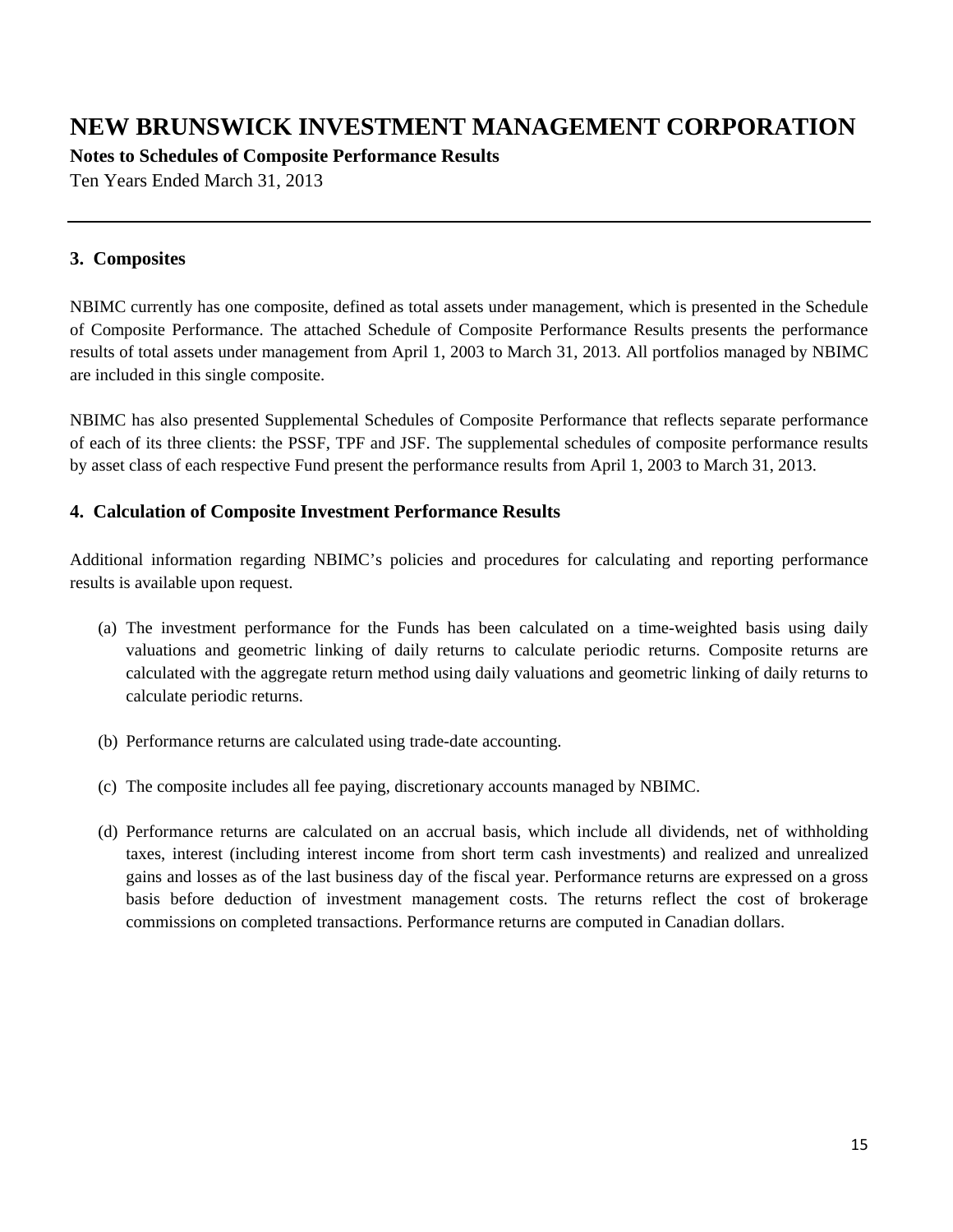# NEW BRUNSWICK INVESTMENT MANAGEMENT CORPORATION

**Notes to Schedules of Composite Performance Results**

Ten Years Ended March 31, 2013

---

### 3. Composites

NBIMC currently has one composite, defined as total assets under management, which is presented in the Schedule of Composite Performance. The attached Schedule of Composite Performance Results presents the performance results of total assets under management from April 1, 2003 to March 31, 2013. All portfolios managed by NBIMC are included in this single composite.

NBIMC has also presented Supplemental Schedules of Composite Performance that reflects separate performance of each of its three clients: the PSSF, TPF and JSF. The supplemental schedules of composite performance results by asset class of each respective Fund present the performance results from April 1, 2003 to March 31, 2013.

### 4. Calculation of Composite Investment Performance Results

Additional information regarding NBIMC's policies and procedures for calculating and reporting performance results is available upon request.

(a) The investment performance for the Funds has been calculated on a time-weighted basis using daily valuations and geometric linking of daily returns to calculate periodic returns. Composite returns are calculated with the aggregate return method using daily valuations and geometric linking of daily returns to calculate periodic returns.

(b) Performance returns are calculated using trade-date accounting.

(c) The composite includes all fee paying, discretionary accounts managed by NBIMC.

(d) Performance returns are calculated on an accrual basis, which include all dividends, net of withholding taxes, interest (including interest income from short term cash investments) and realized and unrealized gains and losses as of the last business day of the fiscal year. Performance returns are expressed on a gross basis before deduction of investment management costs. The returns reflect the cost of brokerage commissions on completed transactions. Performance returns are computed in Canadian dollars.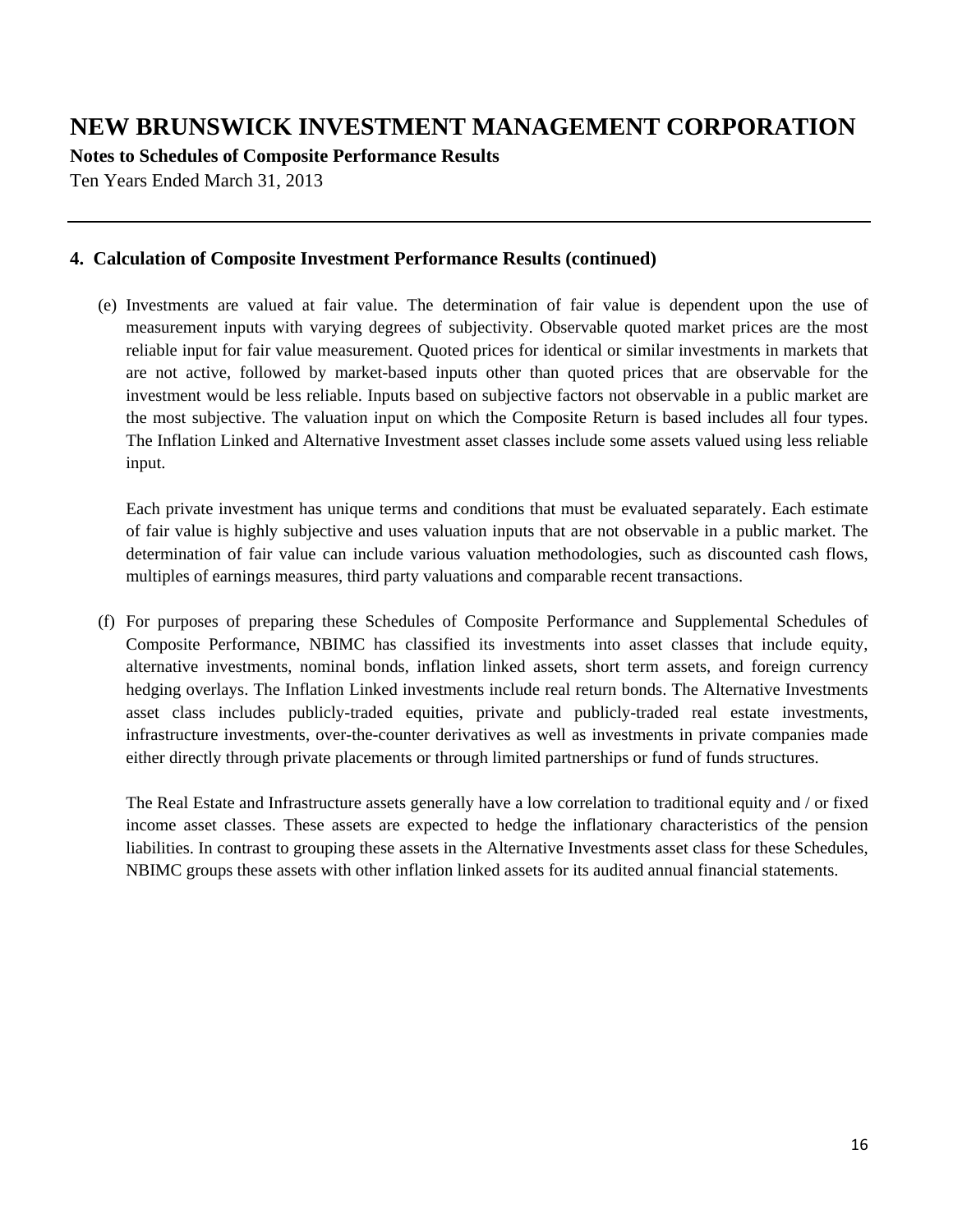# NEW BRUNSWICK INVESTMENT MANAGEMENT CORPORATION

**Notes to Schedules of Composite Performance Results**

Ten Years Ended March 31, 2013

## 4. Calculation of Composite Investment Performance Results (continued)

(e) Investments are valued at fair value. The determination of fair value is dependent upon the use of measurement inputs with varying degrees of subjectivity. Observable quoted market prices are the most reliable input for fair value measurement. Quoted prices for identical or similar investments in markets that are not active, followed by market-based inputs other than quoted prices that are observable for the investment would be less reliable. Inputs based on subjective factors not observable in a public market are the most subjective. The valuation input on which the Composite Return is based includes all four types. The Inflation Linked and Alternative Investment asset classes include some assets valued using less reliable input.

Each private investment has unique terms and conditions that must be evaluated separately. Each estimate of fair value is highly subjective and uses valuation inputs that are not observable in a public market. The determination of fair value can include various valuation methodologies, such as discounted cash flows, multiples of earnings measures, third party valuations and comparable recent transactions.

(f) For purposes of preparing these Schedules of Composite Performance and Supplemental Schedules of Composite Performance, NBIMC has classified its investments into asset classes that include equity, alternative investments, nominal bonds, inflation linked assets, short term assets, and foreign currency hedging overlays. The Inflation Linked investments include real return bonds. The Alternative Investments asset class includes publicly-traded equities, private and publicly-traded real estate investments, infrastructure investments, over-the-counter derivatives as well as investments in private companies made either directly through private placements or through limited partnerships or fund of funds structures.

The Real Estate and Infrastructure assets generally have a low correlation to traditional equity and / or fixed income asset classes. These assets are expected to hedge the inflationary characteristics of the pension liabilities. In contrast to grouping these assets in the Alternative Investments asset class for these Schedules, NBIMC groups these assets with other inflation linked assets for its audited annual financial statements.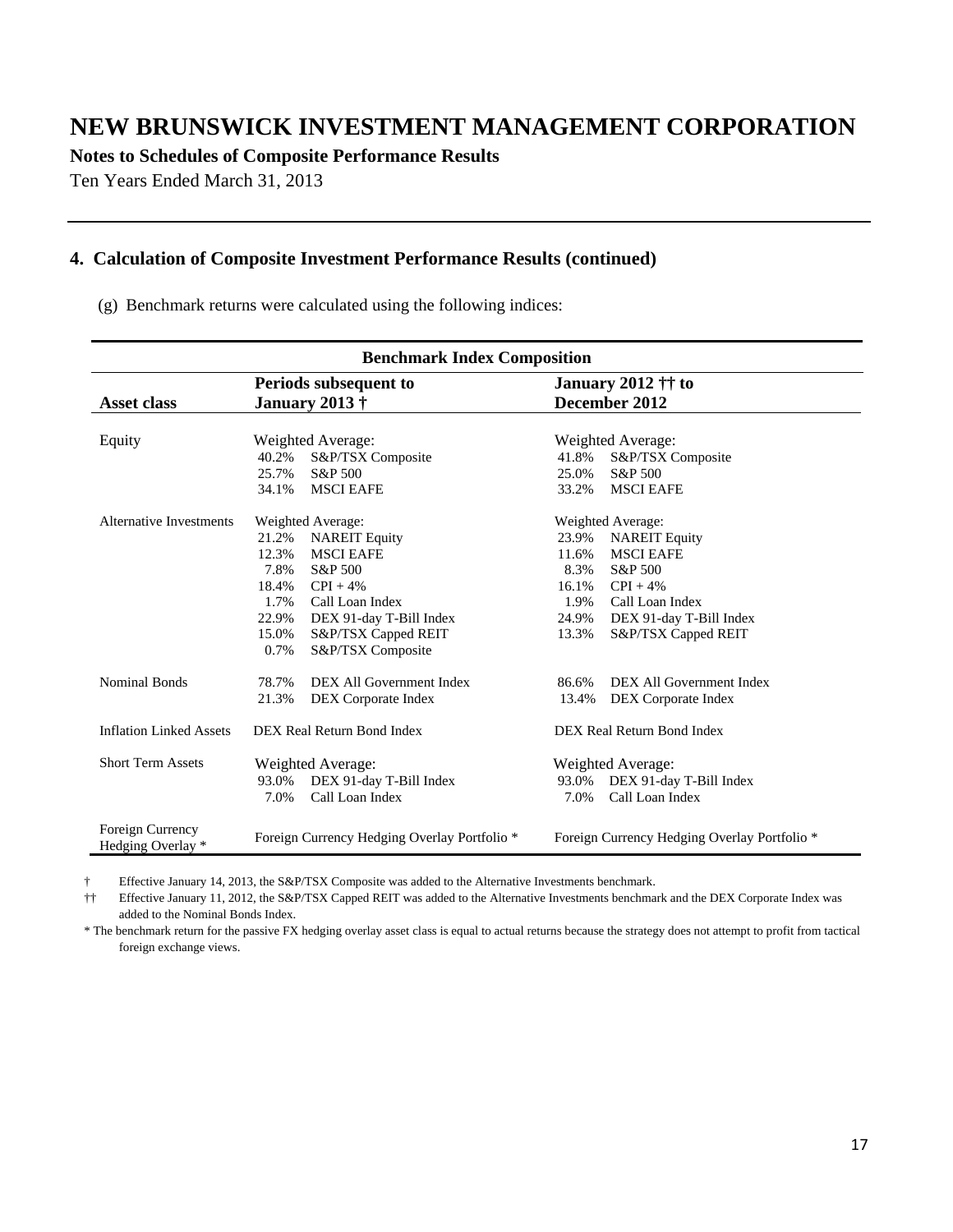# NEW BRUNSWICK INVESTMENT MANAGEMENT CORPORATION

**Notes to Schedules of Composite Performance Results**

Ten Years Ended March 31, 2013

## 4. Calculation of Composite Investment Performance Results (continued)

(g) Benchmark returns were calculated using the following indices:

| Benchmark Index Composition | | |
|---|---|---|
| **Asset class** | **Periods subsequent to January 2013 †** | **January 2012 †† to December 2012** |
| Equity | Weighted Average:<br>40.2% S&P/TSX Composite<br>25.7% S&P 500<br>34.1% MSCI EAFE | Weighted Average:<br>41.8% S&P/TSX Composite<br>25.0% S&P 500<br>33.2% MSCI EAFE |
| Alternative Investments | Weighted Average:<br>21.2% NAREIT Equity<br>12.3% MSCI EAFE<br>7.8% S&P 500<br>18.4% CPI + 4%<br>1.7% Call Loan Index<br>22.9% DEX 91-day T-Bill Index<br>15.0% S&P/TSX Capped REIT<br>0.7% S&P/TSX Composite | Weighted Average:<br>23.9% NAREIT Equity<br>11.6% MSCI EAFE<br>8.3% S&P 500<br>16.1% CPI + 4%<br>1.9% Call Loan Index<br>24.9% DEX 91-day T-Bill Index<br>13.3% S&P/TSX Capped REIT |
| Nominal Bonds | 78.7% DEX All Government Index<br>21.3% DEX Corporate Index | 86.6% DEX All Government Index<br>13.4% DEX Corporate Index |
| Inflation Linked Assets | DEX Real Return Bond Index | DEX Real Return Bond Index |
| Short Term Assets | Weighted Average:<br>93.0% DEX 91-day T-Bill Index<br>7.0% Call Loan Index | Weighted Average:<br>93.0% DEX 91-day T-Bill Index<br>7.0% Call Loan Index |
| Foreign Currency Hedging Overlay * | Foreign Currency Hedging Overlay Portfolio * | Foreign Currency Hedging Overlay Portfolio * |

† Effective January 14, 2013, the S&P/TSX Composite was added to the Alternative Investments benchmark.

†† Effective January 11, 2012, the S&P/TSX Capped REIT was added to the Alternative Investments benchmark and the DEX Corporate Index was added to the Nominal Bonds Index.

* The benchmark return for the passive FX hedging overlay asset class is equal to actual returns because the strategy does not attempt to profit from tactical foreign exchange views.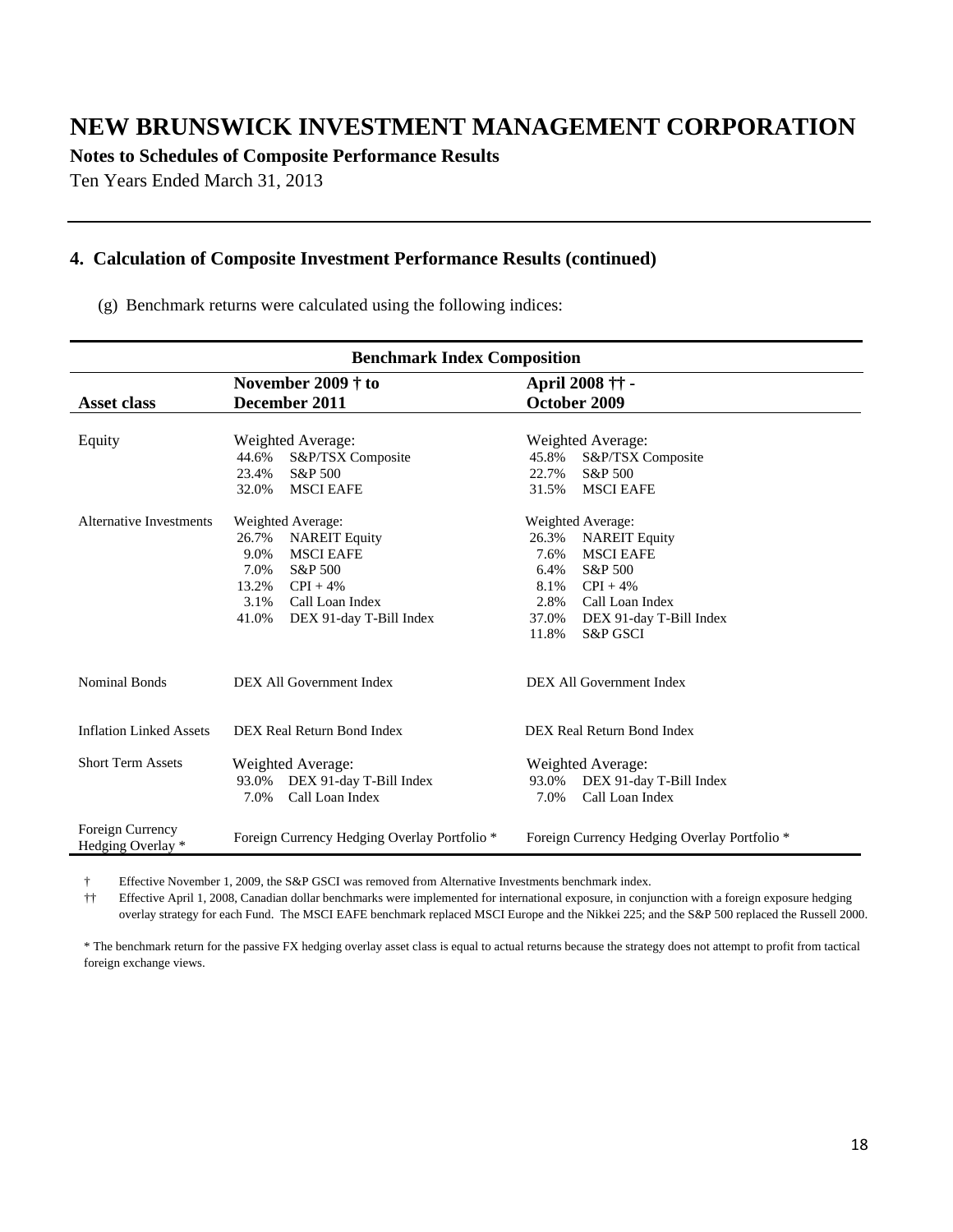# NEW BRUNSWICK INVESTMENT MANAGEMENT CORPORATION

**Notes to Schedules of Composite Performance Results**

Ten Years Ended March 31, 2013

## 4. Calculation of Composite Investment Performance Results (continued)

(g) Benchmark returns were calculated using the following indices:

| Benchmark Index Composition | | |
|---|---|---|
| **Asset class** | **November 2009 † to December 2011** | **April 2008 †† - October 2009** |
| Equity | Weighted Average:<br>44.6% S&P/TSX Composite<br>23.4% S&P 500<br>32.0% MSCI EAFE | Weighted Average:<br>45.8% S&P/TSX Composite<br>22.7% S&P 500<br>31.5% MSCI EAFE |
| Alternative Investments | Weighted Average:<br>26.7% NAREIT Equity<br>9.0% MSCI EAFE<br>7.0% S&P 500<br>13.2% CPI + 4%<br>3.1% Call Loan Index<br>41.0% DEX 91-day T-Bill Index | Weighted Average:<br>26.3% NAREIT Equity<br>7.6% MSCI EAFE<br>6.4% S&P 500<br>8.1% CPI + 4%<br>2.8% Call Loan Index<br>37.0% DEX 91-day T-Bill Index<br>11.8% S&P GSCI |
| Nominal Bonds | DEX All Government Index | DEX All Government Index |
| Inflation Linked Assets | DEX Real Return Bond Index | DEX Real Return Bond Index |
| Short Term Assets | Weighted Average:<br>93.0% DEX 91-day T-Bill Index<br>7.0% Call Loan Index | Weighted Average:<br>93.0% DEX 91-day T-Bill Index<br>7.0% Call Loan Index |
| Foreign Currency Hedging Overlay * | Foreign Currency Hedging Overlay Portfolio * | Foreign Currency Hedging Overlay Portfolio * |

† Effective November 1, 2009, the S&P GSCI was removed from Alternative Investments benchmark index.

†† Effective April 1, 2008, Canadian dollar benchmarks were implemented for international exposure, in conjunction with a foreign exposure hedging overlay strategy for each Fund. The MSCI EAFE benchmark replaced MSCI Europe and the Nikkei 225; and the S&P 500 replaced the Russell 2000.

* The benchmark return for the passive FX hedging overlay asset class is equal to actual returns because the strategy does not attempt to profit from tactical foreign exchange views.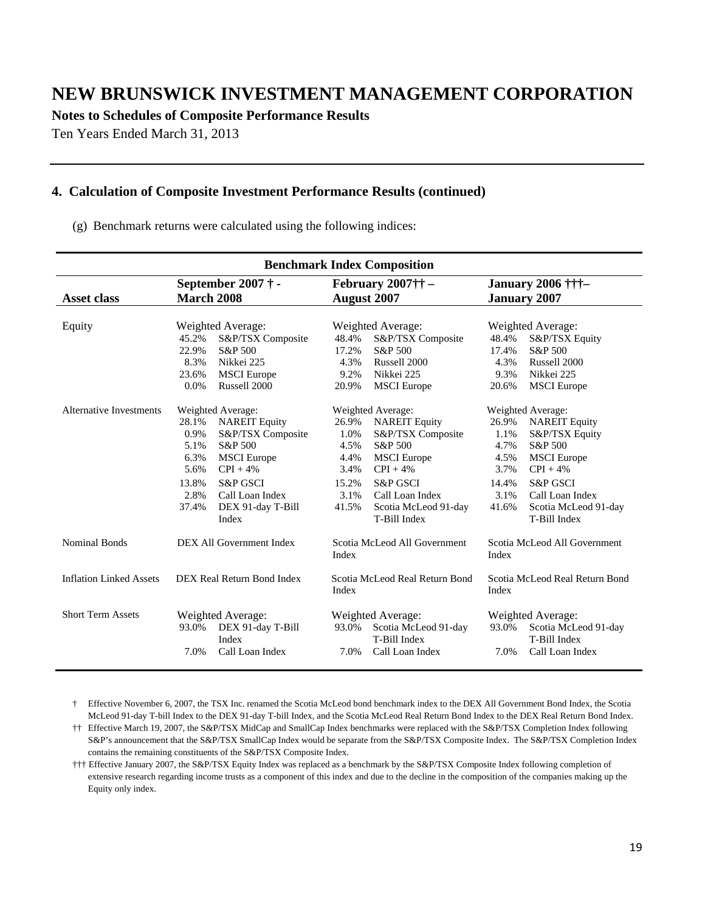# NEW BRUNSWICK INVESTMENT MANAGEMENT CORPORATION

**Notes to Schedules of Composite Performance Results**

Ten Years Ended March 31, 2013

## 4. Calculation of Composite Investment Performance Results (continued)

(g) Benchmark returns were calculated using the following indices:

| Benchmark Index Composition | | | |
|---|---|---|---|
| **Asset class** | **September 2007 † - March 2008** | **February 2007†† – August 2007** | **January 2006 †††– January 2007** |
| Equity | Weighted Average:<br>45.2% S&P/TSX Composite<br>22.9% S&P 500<br>8.3% Nikkei 225<br>23.6% MSCI Europe<br>0.0% Russell 2000 | Weighted Average:<br>48.4% S&P/TSX Composite<br>17.2% S&P 500<br>4.3% Russell 2000<br>9.2% Nikkei 225<br>20.9% MSCI Europe | Weighted Average:<br>48.4% S&P/TSX Equity<br>17.4% S&P 500<br>4.3% Russell 2000<br>9.3% Nikkei 225<br>20.6% MSCI Europe |
| Alternative Investments | Weighted Average:<br>28.1% NAREIT Equity<br>0.9% S&P/TSX Composite<br>5.1% S&P 500<br>6.3% MSCI Europe<br>5.6% CPI + 4%<br>13.8% S&P GSCI<br>2.8% Call Loan Index<br>37.4% DEX 91-day T-Bill Index | Weighted Average:<br>26.9% NAREIT Equity<br>1.0% S&P/TSX Composite<br>4.5% S&P 500<br>4.4% MSCI Europe<br>3.4% CPI + 4%<br>15.2% S&P GSCI<br>3.1% Call Loan Index<br>41.5% Scotia McLeod 91-day T-Bill Index | Weighted Average:<br>26.9% NAREIT Equity<br>1.1% S&P/TSX Equity<br>4.7% S&P 500<br>4.5% MSCI Europe<br>3.7% CPI + 4%<br>14.4% S&P GSCI<br>3.1% Call Loan Index<br>41.6% Scotia McLeod 91-day T-Bill Index |
| Nominal Bonds | DEX All Government Index | Scotia McLeod All Government Index | Scotia McLeod All Government Index |
| Inflation Linked Assets | DEX Real Return Bond Index | Scotia McLeod Real Return Bond Index | Scotia McLeod Real Return Bond Index |
| Short Term Assets | Weighted Average:<br>93.0% DEX 91-day T-Bill Index<br>7.0% Call Loan Index | Weighted Average:<br>93.0% Scotia McLeod 91-day T-Bill Index<br>7.0% Call Loan Index | Weighted Average:<br>93.0% Scotia McLeod 91-day T-Bill Index<br>7.0% Call Loan Index |

† Effective November 6, 2007, the TSX Inc. renamed the Scotia McLeod bond benchmark index to the DEX All Government Bond Index, the Scotia McLeod 91-day T-bill Index to the DEX 91-day T-bill Index, and the Scotia McLeod Real Return Bond Index to the DEX Real Return Bond Index.

†† Effective March 19, 2007, the S&P/TSX MidCap and SmallCap Index benchmarks were replaced with the S&P/TSX Completion Index following S&P's announcement that the S&P/TSX SmallCap Index would be separate from the S&P/TSX Composite Index. The S&P/TSX Completion Index contains the remaining constituents of the S&P/TSX Composite Index.

††† Effective January 2007, the S&P/TSX Equity Index was replaced as a benchmark by the S&P/TSX Composite Index following completion of extensive research regarding income trusts as a component of this index and due to the decline in the composition of the companies making up the Equity only index.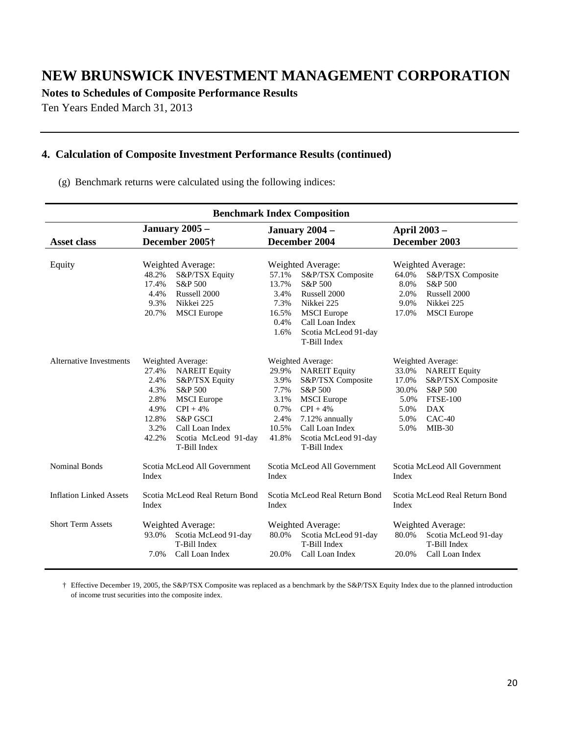# NEW BRUNSWICK INVESTMENT MANAGEMENT CORPORATION

**Notes to Schedules of Composite Performance Results**

Ten Years Ended March 31, 2013

## 4. Calculation of Composite Investment Performance Results (continued)

(g) Benchmark returns were calculated using the following indices:

**Benchmark Index Composition**

| Asset class | January 2005 – December 2005† | January 2004 – December 2004 | April 2003 – December 2003 |
|---|---|---|---|
| Equity | Weighted Average:<br>48.2% S&P/TSX Equity<br>17.4% S&P 500<br>4.4% Russell 2000<br>9.3% Nikkei 225<br>20.7% MSCI Europe | Weighted Average:<br>57.1% S&P/TSX Composite<br>13.7% S&P 500<br>3.4% Russell 2000<br>7.3% Nikkei 225<br>16.5% MSCI Europe<br>0.4% Call Loan Index<br>1.6% Scotia McLeod 91-day T-Bill Index | Weighted Average:<br>64.0% S&P/TSX Composite<br>8.0% S&P 500<br>2.0% Russell 2000<br>9.0% Nikkei 225<br>17.0% MSCI Europe |
| Alternative Investments | Weighted Average:<br>27.4% NAREIT Equity<br>2.4% S&P/TSX Equity<br>4.3% S&P 500<br>2.8% MSCI Europe<br>4.9% CPI + 4%<br>12.8% S&P GSCI<br>3.2% Call Loan Index<br>42.2% Scotia McLeod 91-day T-Bill Index | Weighted Average:<br>29.9% NAREIT Equity<br>3.9% S&P/TSX Composite<br>7.7% S&P 500<br>3.1% MSCI Europe<br>0.7% CPI + 4%<br>2.4% 7.12% annually<br>10.5% Call Loan Index<br>41.8% Scotia McLeod 91-day T-Bill Index | Weighted Average:<br>33.0% NAREIT Equity<br>17.0% S&P/TSX Composite<br>30.0% S&P 500<br>5.0% FTSE-100<br>5.0% DAX<br>5.0% CAC-40<br>5.0% MIB-30 |
| Nominal Bonds | Scotia McLeod All Government Index | Scotia McLeod All Government Index | Scotia McLeod All Government Index |
| Inflation Linked Assets | Scotia McLeod Real Return Bond Index | Scotia McLeod Real Return Bond Index | Scotia McLeod Real Return Bond Index |
| Short Term Assets | Weighted Average:<br>93.0% Scotia McLeod 91-day T-Bill Index<br>7.0% Call Loan Index | Weighted Average:<br>80.0% Scotia McLeod 91-day T-Bill Index<br>20.0% Call Loan Index | Weighted Average:<br>80.0% Scotia McLeod 91-day T-Bill Index<br>20.0% Call Loan Index |

† Effective December 19, 2005, the S&P/TSX Composite was replaced as a benchmark by the S&P/TSX Equity Index due to the planned introduction of income trust securities into the composite index.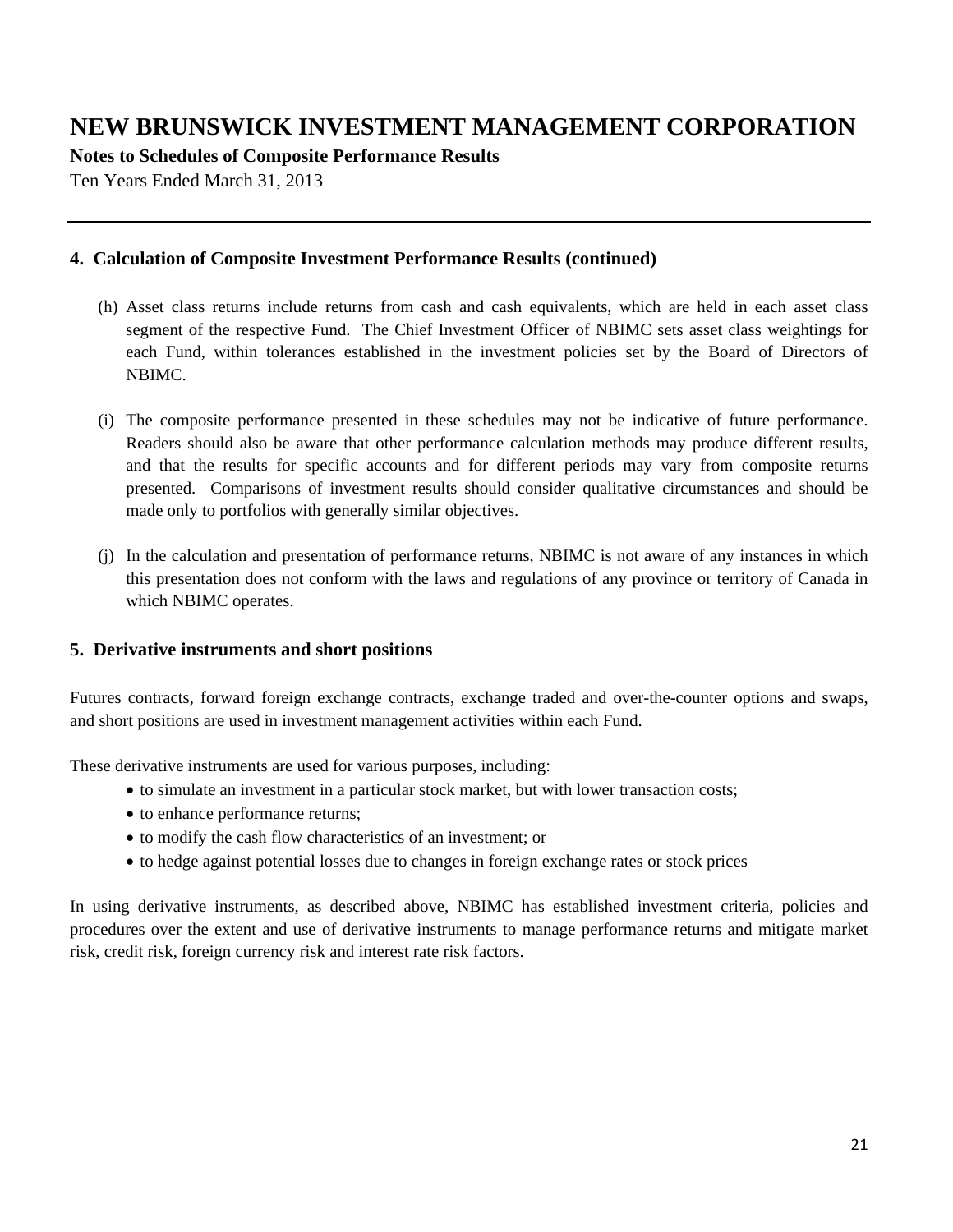# NEW BRUNSWICK INVESTMENT MANAGEMENT CORPORATION

**Notes to Schedules of Composite Performance Results**

Ten Years Ended March 31, 2013

### 4. Calculation of Composite Investment Performance Results (continued)

(h) Asset class returns include returns from cash and cash equivalents, which are held in each asset class segment of the respective Fund. The Chief Investment Officer of NBIMC sets asset class weightings for each Fund, within tolerances established in the investment policies set by the Board of Directors of NBIMC.

(i) The composite performance presented in these schedules may not be indicative of future performance. Readers should also be aware that other performance calculation methods may produce different results, and that the results for specific accounts and for different periods may vary from composite returns presented. Comparisons of investment results should consider qualitative circumstances and should be made only to portfolios with generally similar objectives.

(j) In the calculation and presentation of performance returns, NBIMC is not aware of any instances in which this presentation does not conform with the laws and regulations of any province or territory of Canada in which NBIMC operates.

### 5. Derivative instruments and short positions

Futures contracts, forward foreign exchange contracts, exchange traded and over-the-counter options and swaps, and short positions are used in investment management activities within each Fund.

These derivative instruments are used for various purposes, including:

- to simulate an investment in a particular stock market, but with lower transaction costs;
- to enhance performance returns;
- to modify the cash flow characteristics of an investment; or
- to hedge against potential losses due to changes in foreign exchange rates or stock prices

In using derivative instruments, as described above, NBIMC has established investment criteria, policies and procedures over the extent and use of derivative instruments to manage performance returns and mitigate market risk, credit risk, foreign currency risk and interest rate risk factors.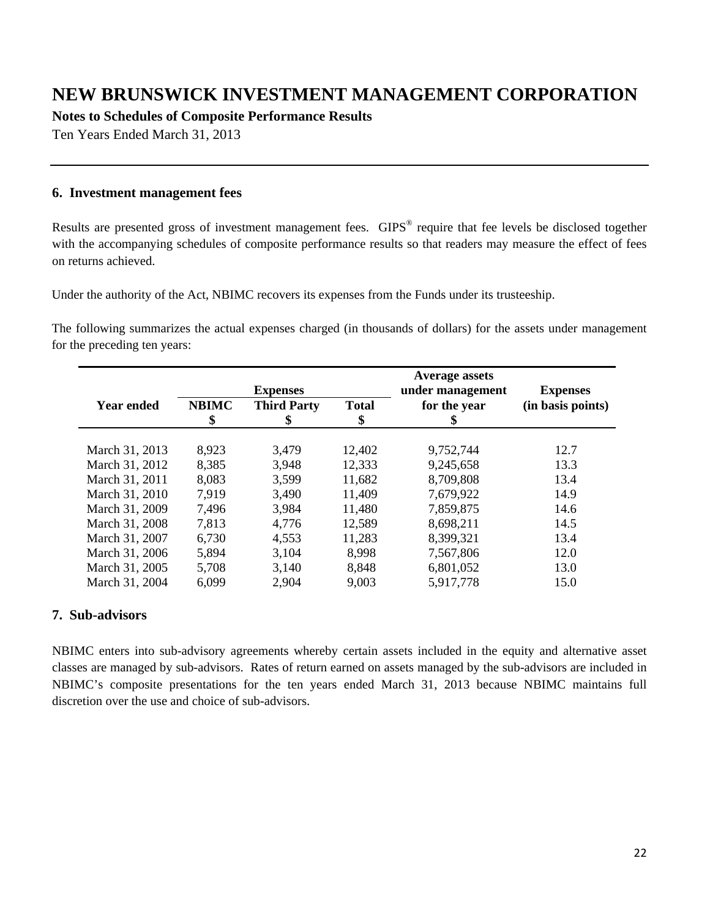# NEW BRUNSWICK INVESTMENT MANAGEMENT CORPORATION

**Notes to Schedules of Composite Performance Results**

Ten Years Ended March 31, 2013

## 6. Investment management fees

Results are presented gross of investment management fees. GIPS® require that fee levels be disclosed together with the accompanying schedules of composite performance results so that readers may measure the effect of fees on returns achieved.

Under the authority of the Act, NBIMC recovers its expenses from the Funds under its trusteeship.

The following summarizes the actual expenses charged (in thousands of dollars) for the assets under management for the preceding ten years:

| Year ended | Expenses NBIMC $ | Third Party $ | Total $ | Average assets under management for the year $ | Expenses (in basis points) |
|---|---|---|---|---|---|
| March 31, 2013 | 8,923 | 3,479 | 12,402 | 9,752,744 | 12.7 |
| March 31, 2012 | 8,385 | 3,948 | 12,333 | 9,245,658 | 13.3 |
| March 31, 2011 | 8,083 | 3,599 | 11,682 | 8,709,808 | 13.4 |
| March 31, 2010 | 7,919 | 3,490 | 11,409 | 7,679,922 | 14.9 |
| March 31, 2009 | 7,496 | 3,984 | 11,480 | 7,859,875 | 14.6 |
| March 31, 2008 | 7,813 | 4,776 | 12,589 | 8,698,211 | 14.5 |
| March 31, 2007 | 6,730 | 4,553 | 11,283 | 8,399,321 | 13.4 |
| March 31, 2006 | 5,894 | 3,104 | 8,998 | 7,567,806 | 12.0 |
| March 31, 2005 | 5,708 | 3,140 | 8,848 | 6,801,052 | 13.0 |
| March 31, 2004 | 6,099 | 2,904 | 9,003 | 5,917,778 | 15.0 |

## 7. Sub-advisors

NBIMC enters into sub-advisory agreements whereby certain assets included in the equity and alternative asset classes are managed by sub-advisors. Rates of return earned on assets managed by the sub-advisors are included in NBIMC's composite presentations for the ten years ended March 31, 2013 because NBIMC maintains full discretion over the use and choice of sub-advisors.